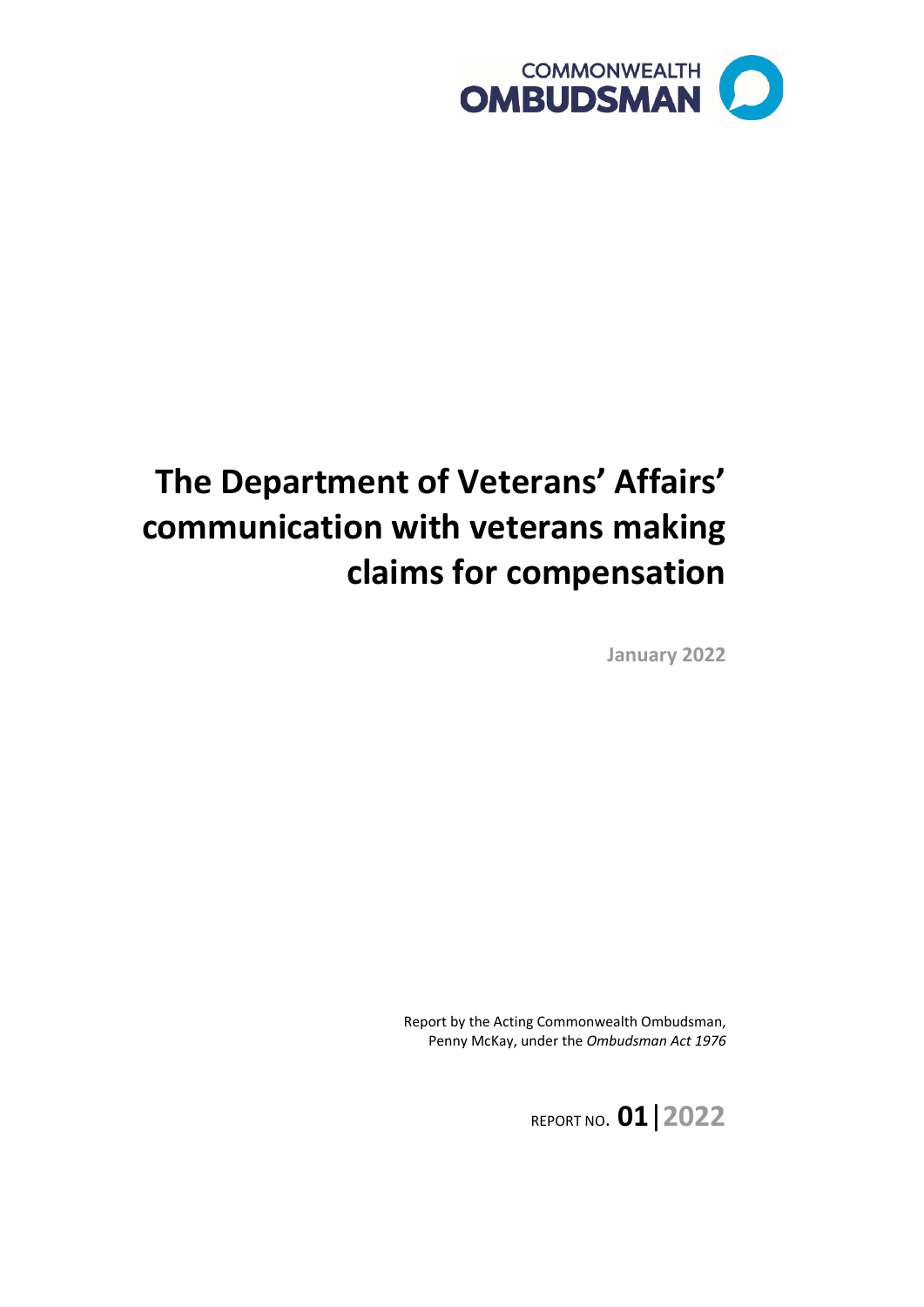COMMONWEALTH OMBUDSMAN

# The Department of Veterans' Affairs' communication with veterans making claims for compensation

January 2022

Report by the Acting Commonwealth Ombudsman, Penny McKay, under the *Ombudsman Act 1976*

REPORT NO. **01** | 2022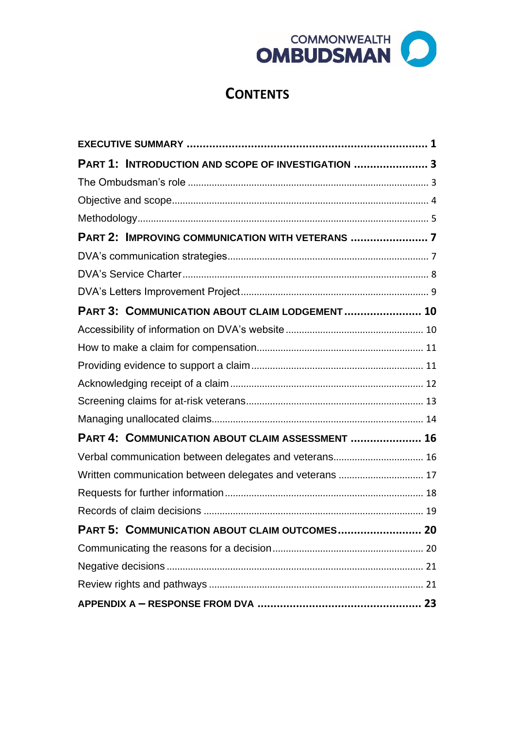# Contents

| | |
|---|---|
| **EXECUTIVE SUMMARY** | **1** |
| **PART 1: INTRODUCTION AND SCOPE OF INVESTIGATION** | **3** |
| The Ombudsman's role | 3 |
| Objective and scope | 4 |
| Methodology | 5 |
| **PART 2: IMPROVING COMMUNICATION WITH VETERANS** | **7** |
| DVA's communication strategies | 7 |
| DVA's Service Charter | 8 |
| DVA's Letters Improvement Project | 9 |
| **PART 3: COMMUNICATION ABOUT CLAIM LODGEMENT** | **10** |
| Accessibility of information on DVA's website | 10 |
| How to make a claim for compensation | 11 |
| Providing evidence to support a claim | 11 |
| Acknowledging receipt of a claim | 12 |
| Screening claims for at-risk veterans | 13 |
| Managing unallocated claims | 14 |
| **PART 4: COMMUNICATION ABOUT CLAIM ASSESSMENT** | **16** |
| Verbal communication between delegates and veterans | 16 |
| Written communication between delegates and veterans | 17 |
| Requests for further information | 18 |
| Records of claim decisions | 19 |
| **PART 5: COMMUNICATION ABOUT CLAIM OUTCOMES** | **20** |
| Communicating the reasons for a decision | 20 |
| Negative decisions | 21 |
| Review rights and pathways | 21 |
| **APPENDIX A – RESPONSE FROM DVA** | **23** |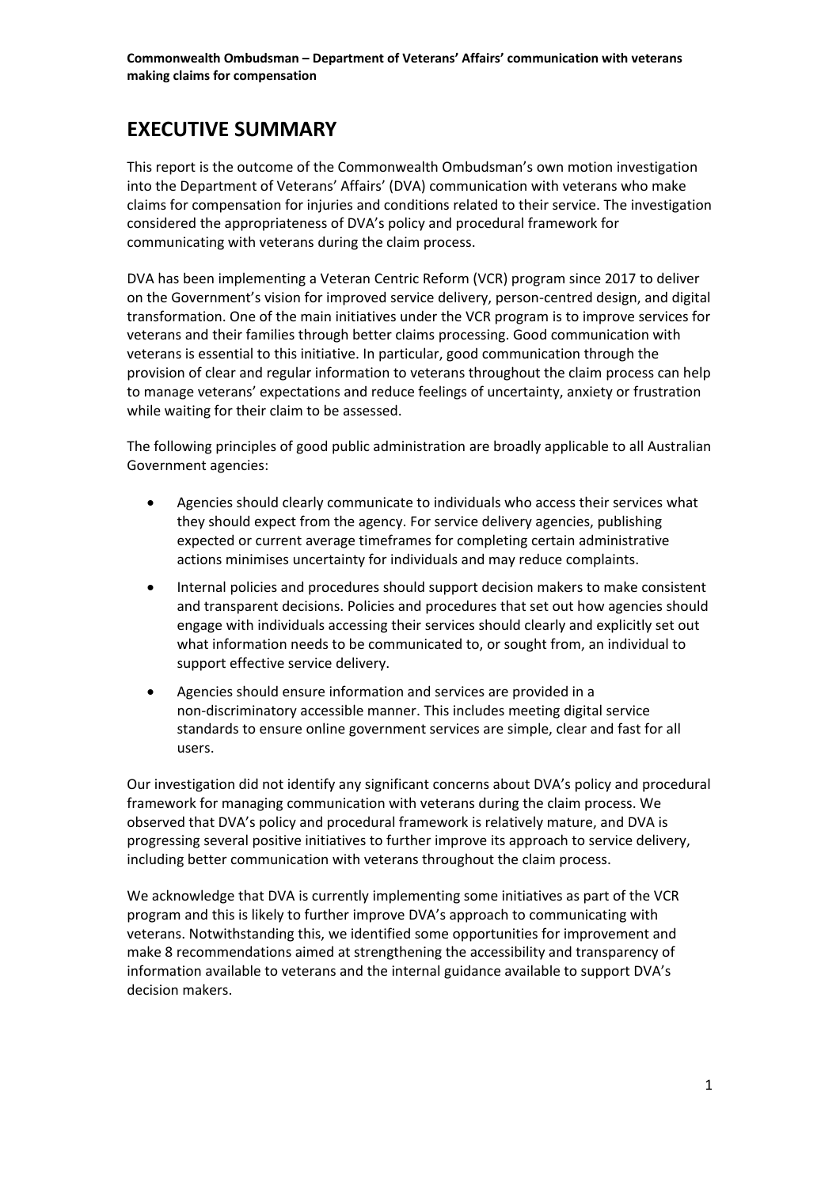# EXECUTIVE SUMMARY

This report is the outcome of the Commonwealth Ombudsman's own motion investigation into the Department of Veterans' Affairs' (DVA) communication with veterans who make claims for compensation for injuries and conditions related to their service. The investigation considered the appropriateness of DVA's policy and procedural framework for communicating with veterans during the claim process.

DVA has been implementing a Veteran Centric Reform (VCR) program since 2017 to deliver on the Government's vision for improved service delivery, person-centred design, and digital transformation. One of the main initiatives under the VCR program is to improve services for veterans and their families through better claims processing. Good communication with veterans is essential to this initiative. In particular, good communication through the provision of clear and regular information to veterans throughout the claim process can help to manage veterans' expectations and reduce feelings of uncertainty, anxiety or frustration while waiting for their claim to be assessed.

The following principles of good public administration are broadly applicable to all Australian Government agencies:

- Agencies should clearly communicate to individuals who access their services what they should expect from the agency. For service delivery agencies, publishing expected or current average timeframes for completing certain administrative actions minimises uncertainty for individuals and may reduce complaints.
- Internal policies and procedures should support decision makers to make consistent and transparent decisions. Policies and procedures that set out how agencies should engage with individuals accessing their services should clearly and explicitly set out what information needs to be communicated to, or sought from, an individual to support effective service delivery.
- Agencies should ensure information and services are provided in a non-discriminatory accessible manner. This includes meeting digital service standards to ensure online government services are simple, clear and fast for all users.

Our investigation did not identify any significant concerns about DVA's policy and procedural framework for managing communication with veterans during the claim process. We observed that DVA's policy and procedural framework is relatively mature, and DVA is progressing several positive initiatives to further improve its approach to service delivery, including better communication with veterans throughout the claim process.

We acknowledge that DVA is currently implementing some initiatives as part of the VCR program and this is likely to further improve DVA's approach to communicating with veterans. Notwithstanding this, we identified some opportunities for improvement and make 8 recommendations aimed at strengthening the accessibility and transparency of information available to veterans and the internal guidance available to support DVA's decision makers.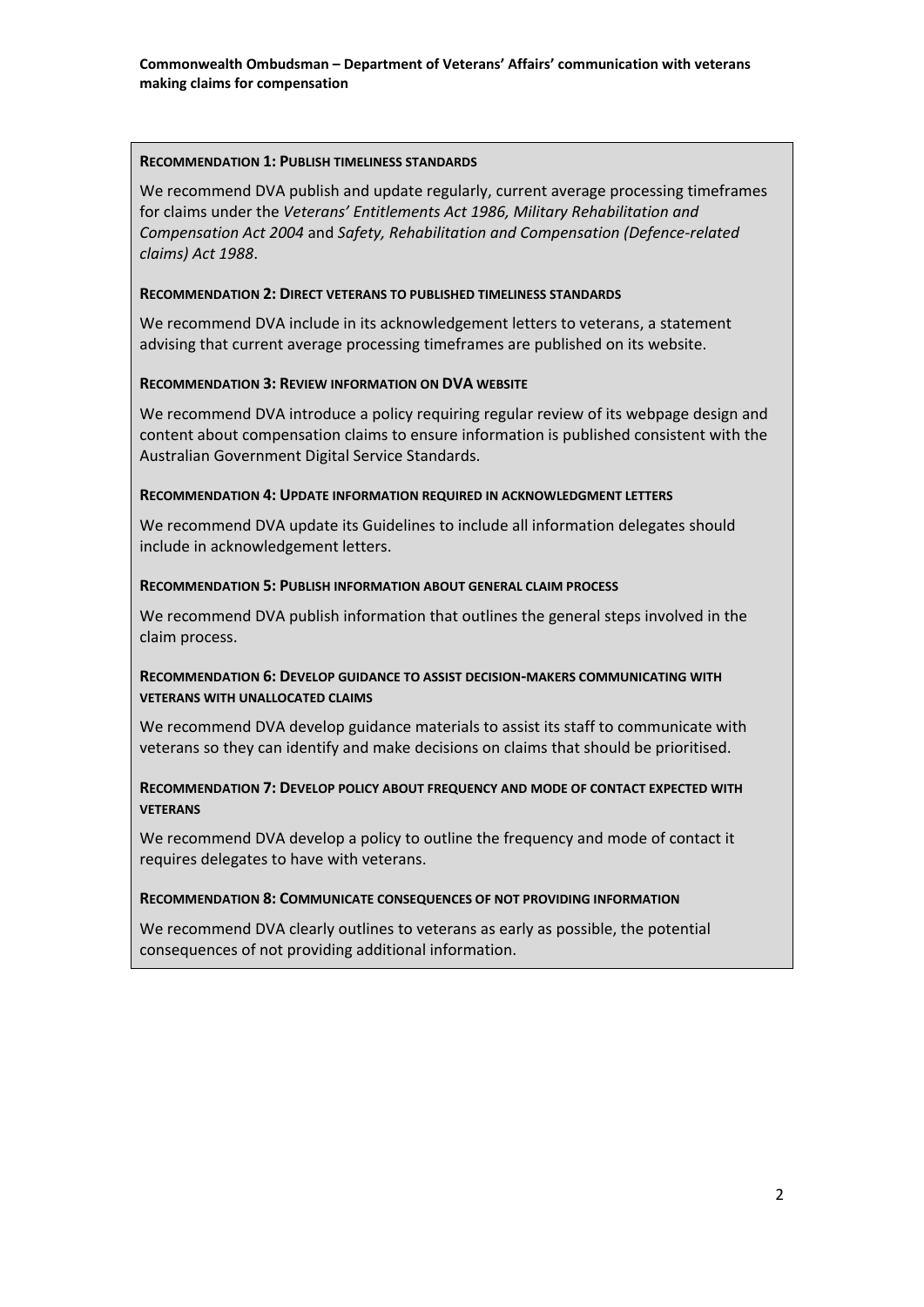**Recommendation 1: Publish timeliness standards**

We recommend DVA publish and update regularly, current average processing timeframes for claims under the *Veterans' Entitlements Act 1986, Military Rehabilitation and Compensation Act 2004* and *Safety, Rehabilitation and Compensation (Defence-related claims) Act 1988*.

**Recommendation 2: Direct veterans to published timeliness standards**

We recommend DVA include in its acknowledgement letters to veterans, a statement advising that current average processing timeframes are published on its website.

**Recommendation 3: Review information on DVA website**

We recommend DVA introduce a policy requiring regular review of its webpage design and content about compensation claims to ensure information is published consistent with the Australian Government Digital Service Standards.

**Recommendation 4: Update information required in acknowledgment letters**

We recommend DVA update its Guidelines to include all information delegates should include in acknowledgement letters.

**Recommendation 5: Publish information about general claim process**

We recommend DVA publish information that outlines the general steps involved in the claim process.

**Recommendation 6: Develop guidance to assist decision-makers communicating with veterans with unallocated claims**

We recommend DVA develop guidance materials to assist its staff to communicate with veterans so they can identify and make decisions on claims that should be prioritised.

**Recommendation 7: Develop policy about frequency and mode of contact expected with veterans**

We recommend DVA develop a policy to outline the frequency and mode of contact it requires delegates to have with veterans.

**Recommendation 8: Communicate consequences of not providing information**

We recommend DVA clearly outlines to veterans as early as possible, the potential consequences of not providing additional information.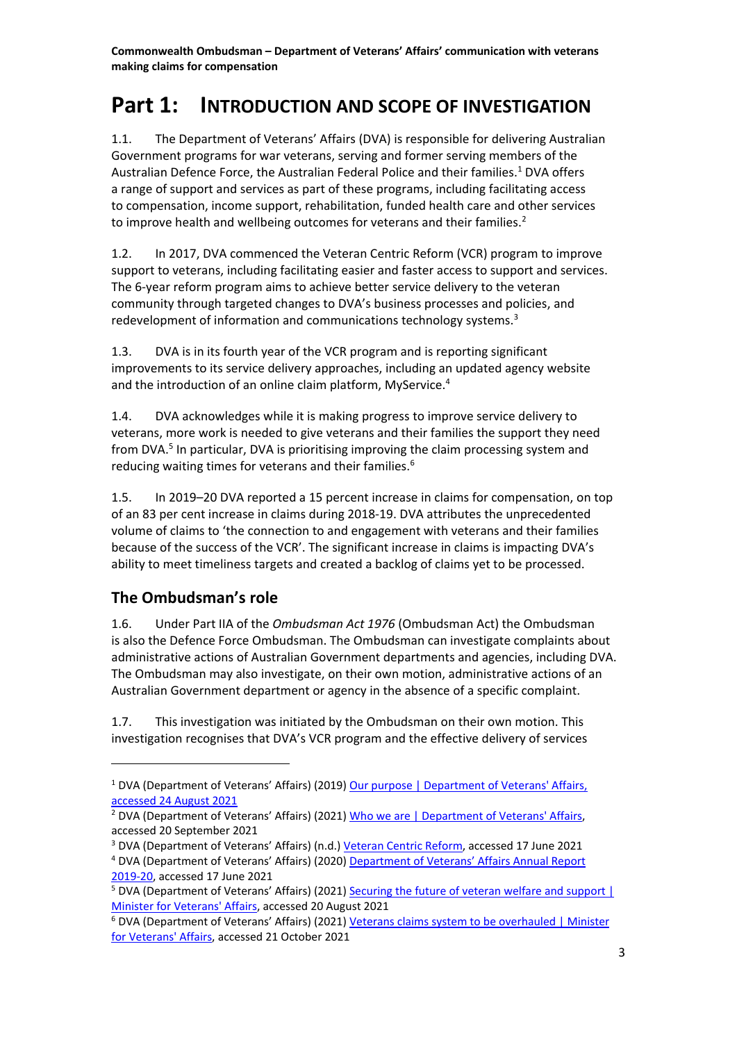# Part 1: INTRODUCTION AND SCOPE OF INVESTIGATION

1.1. The Department of Veterans' Affairs (DVA) is responsible for delivering Australian Government programs for war veterans, serving and former serving members of the Australian Defence Force, the Australian Federal Police and their families.[1] DVA offers a range of support and services as part of these programs, including facilitating access to compensation, income support, rehabilitation, funded health care and other services to improve health and wellbeing outcomes for veterans and their families.[2]

1.2. In 2017, DVA commenced the Veteran Centric Reform (VCR) program to improve support to veterans, including facilitating easier and faster access to support and services. The 6-year reform program aims to achieve better service delivery to the veteran community through targeted changes to DVA's business processes and policies, and redevelopment of information and communications technology systems.[3]

1.3. DVA is in its fourth year of the VCR program and is reporting significant improvements to its service delivery approaches, including an updated agency website and the introduction of an online claim platform, MyService.[4]

1.4. DVA acknowledges while it is making progress to improve service delivery to veterans, more work is needed to give veterans and their families the support they need from DVA.[5] In particular, DVA is prioritising improving the claim processing system and reducing waiting times for veterans and their families.[6]

1.5. In 2019–20 DVA reported a 15 percent increase in claims for compensation, on top of an 83 per cent increase in claims during 2018-19. DVA attributes the unprecedented volume of claims to 'the connection to and engagement with veterans and their families because of the success of the VCR'. The significant increase in claims is impacting DVA's ability to meet timeliness targets and created a backlog of claims yet to be processed.

## The Ombudsman's role

1.6. Under Part IIA of the *Ombudsman Act 1976* (Ombudsman Act) the Ombudsman is also the Defence Force Ombudsman. The Ombudsman can investigate complaints about administrative actions of Australian Government departments and agencies, including DVA. The Ombudsman may also investigate, on their own motion, administrative actions of an Australian Government department or agency in the absence of a specific complaint.

1.7. This investigation was initiated by the Ombudsman on their own motion. This investigation recognises that DVA's VCR program and the effective delivery of services

---

[1] DVA (Department of Veterans' Affairs) (2019) Our purpose | Department of Veterans' Affairs, accessed 24 August 2021

[2] DVA (Department of Veterans' Affairs) (2021) Who we are | Department of Veterans' Affairs, accessed 20 September 2021

[3] DVA (Department of Veterans' Affairs) (n.d.) Veteran Centric Reform, accessed 17 June 2021

[4] DVA (Department of Veterans' Affairs) (2020) Department of Veterans' Affairs Annual Report 2019-20, accessed 17 June 2021

[5] DVA (Department of Veterans' Affairs) (2021) Securing the future of veteran welfare and support | Minister for Veterans' Affairs, accessed 20 August 2021

[6] DVA (Department of Veterans' Affairs) (2021) Veterans claims system to be overhauled | Minister for Veterans' Affairs, accessed 21 October 2021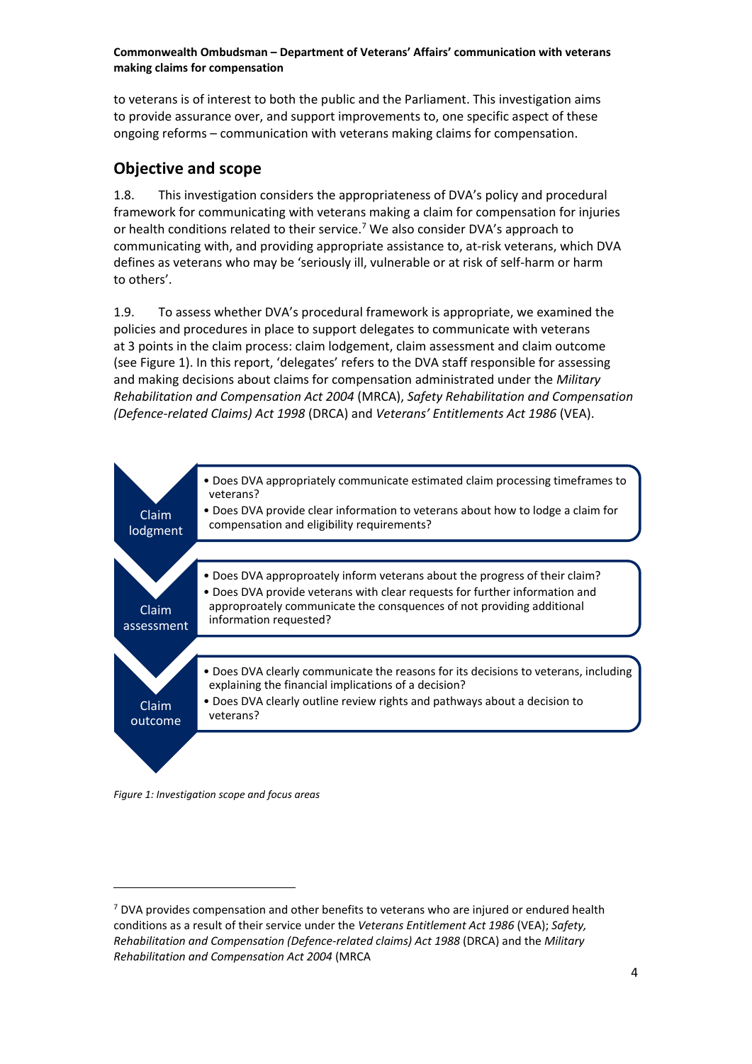to veterans is of interest to both the public and the Parliament. This investigation aims to provide assurance over, and support improvements to, one specific aspect of these ongoing reforms – communication with veterans making claims for compensation.

## Objective and scope

1.8. This investigation considers the appropriateness of DVA's policy and procedural framework for communicating with veterans making a claim for compensation for injuries or health conditions related to their service.[7] We also consider DVA's approach to communicating with, and providing appropriate assistance to, at-risk veterans, which DVA defines as veterans who may be 'seriously ill, vulnerable or at risk of self-harm or harm to others'.

1.9. To assess whether DVA's procedural framework is appropriate, we examined the policies and procedures in place to support delegates to communicate with veterans at 3 points in the claim process: claim lodgement, claim assessment and claim outcome (see Figure 1). In this report, 'delegates' refers to the DVA staff responsible for assessing and making decisions about claims for compensation administrated under the *Military Rehabilitation and Compensation Act 2004* (MRCA), *Safety Rehabilitation and Compensation (Defence-related Claims) Act 1998* (DRCA) and *Veterans' Entitlements Act 1986* (VEA).

**Claim lodgment**

- Does DVA appropriately communicate estimated claim processing timeframes to veterans?
- Does DVA provide clear information to veterans about how to lodge a claim for compensation and eligibility requirements?

**Claim assessment**

- Does DVA approproately inform veterans about the progress of their claim?
- Does DVA provide veterans with clear requests for further information and approproately communicate the consquences of not providing additional information requested?

**Claim outcome**

- Does DVA clearly communicate the reasons for its decisions to veterans, including explaining the financial implications of a decision?
- Does DVA clearly outline review rights and pathways about a decision to veterans?

*Figure 1: Investigation scope and focus areas*

---

[7] DVA provides compensation and other benefits to veterans who are injured or endured health conditions as a result of their service under the *Veterans Entitlement Act 1986* (VEA); *Safety, Rehabilitation and Compensation (Defence-related claims) Act 1988* (DRCA) and the *Military Rehabilitation and Compensation Act 2004* (MRCA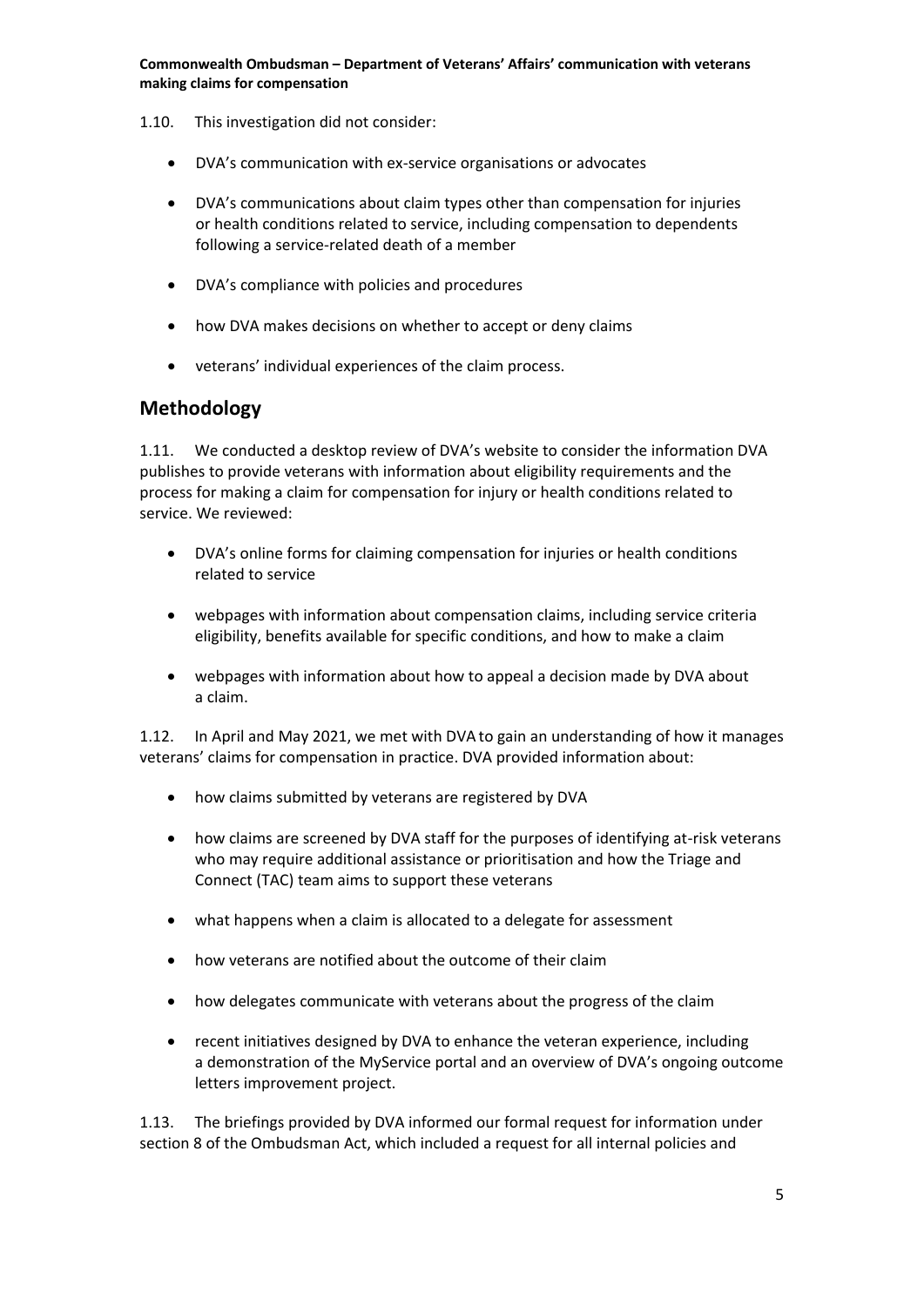1.10. This investigation did not consider:

- DVA's communication with ex-service organisations or advocates
- DVA's communications about claim types other than compensation for injuries or health conditions related to service, including compensation to dependents following a service-related death of a member
- DVA's compliance with policies and procedures
- how DVA makes decisions on whether to accept or deny claims
- veterans' individual experiences of the claim process.

## Methodology

1.11. We conducted a desktop review of DVA's website to consider the information DVA publishes to provide veterans with information about eligibility requirements and the process for making a claim for compensation for injury or health conditions related to service. We reviewed:

- DVA's online forms for claiming compensation for injuries or health conditions related to service
- webpages with information about compensation claims, including service criteria eligibility, benefits available for specific conditions, and how to make a claim
- webpages with information about how to appeal a decision made by DVA about a claim.

1.12. In April and May 2021, we met with DVA to gain an understanding of how it manages veterans' claims for compensation in practice. DVA provided information about:

- how claims submitted by veterans are registered by DVA
- how claims are screened by DVA staff for the purposes of identifying at-risk veterans who may require additional assistance or prioritisation and how the Triage and Connect (TAC) team aims to support these veterans
- what happens when a claim is allocated to a delegate for assessment
- how veterans are notified about the outcome of their claim
- how delegates communicate with veterans about the progress of the claim
- recent initiatives designed by DVA to enhance the veteran experience, including a demonstration of the MyService portal and an overview of DVA's ongoing outcome letters improvement project.

1.13. The briefings provided by DVA informed our formal request for information under section 8 of the Ombudsman Act, which included a request for all internal policies and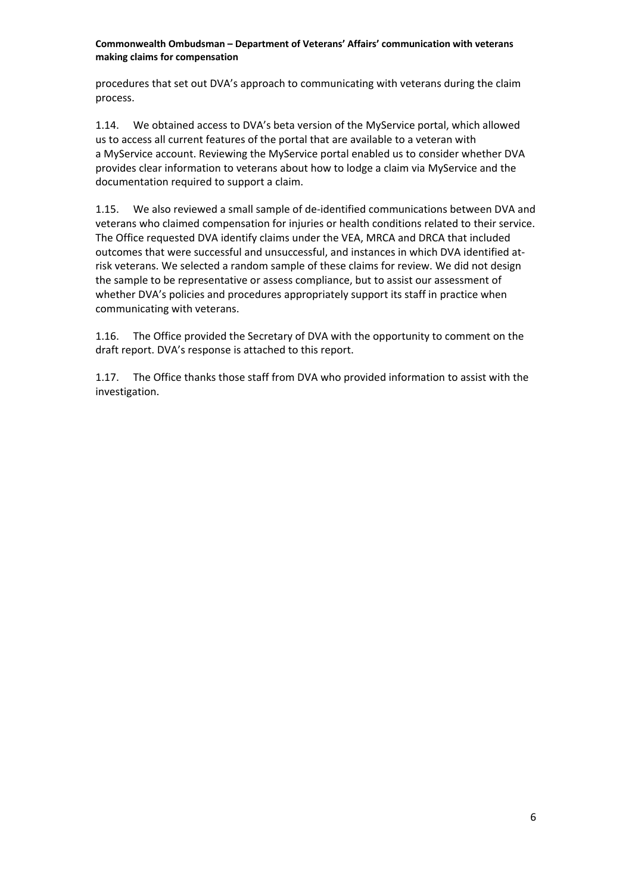procedures that set out DVA's approach to communicating with veterans during the claim process.

1.14. We obtained access to DVA's beta version of the MyService portal, which allowed us to access all current features of the portal that are available to a veteran with a MyService account. Reviewing the MyService portal enabled us to consider whether DVA provides clear information to veterans about how to lodge a claim via MyService and the documentation required to support a claim.

1.15. We also reviewed a small sample of de-identified communications between DVA and veterans who claimed compensation for injuries or health conditions related to their service. The Office requested DVA identify claims under the VEA, MRCA and DRCA that included outcomes that were successful and unsuccessful, and instances in which DVA identified at-risk veterans. We selected a random sample of these claims for review. We did not design the sample to be representative or assess compliance, but to assist our assessment of whether DVA's policies and procedures appropriately support its staff in practice when communicating with veterans.

1.16. The Office provided the Secretary of DVA with the opportunity to comment on the draft report. DVA's response is attached to this report.

1.17. The Office thanks those staff from DVA who provided information to assist with the investigation.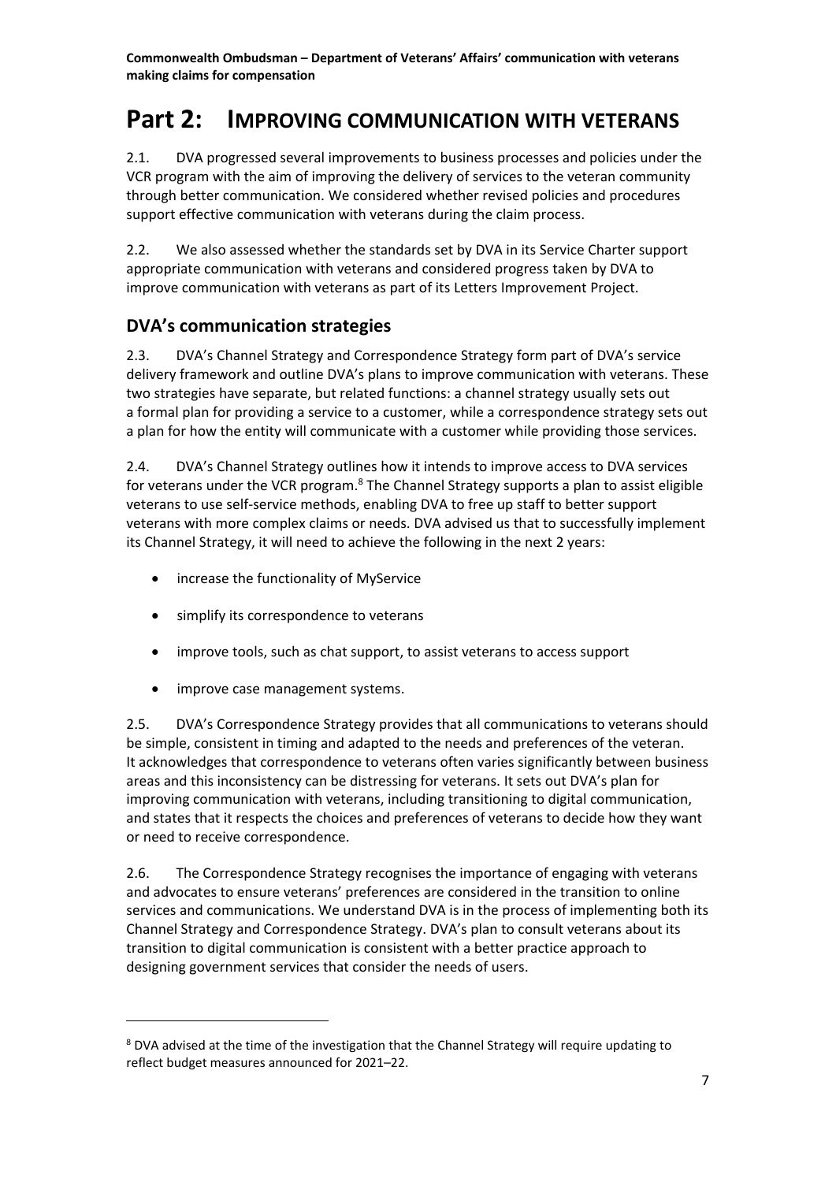# Part 2: Improving communication with veterans

2.1. DVA progressed several improvements to business processes and policies under the VCR program with the aim of improving the delivery of services to the veteran community through better communication. We considered whether revised policies and procedures support effective communication with veterans during the claim process.

2.2. We also assessed whether the standards set by DVA in its Service Charter support appropriate communication with veterans and considered progress taken by DVA to improve communication with veterans as part of its Letters Improvement Project.

## DVA's communication strategies

2.3. DVA's Channel Strategy and Correspondence Strategy form part of DVA's service delivery framework and outline DVA's plans to improve communication with veterans. These two strategies have separate, but related functions: a channel strategy usually sets out a formal plan for providing a service to a customer, while a correspondence strategy sets out a plan for how the entity will communicate with a customer while providing those services.

2.4. DVA's Channel Strategy outlines how it intends to improve access to DVA services for veterans under the VCR program.[8] The Channel Strategy supports a plan to assist eligible veterans to use self-service methods, enabling DVA to free up staff to better support veterans with more complex claims or needs. DVA advised us that to successfully implement its Channel Strategy, it will need to achieve the following in the next 2 years:

- increase the functionality of MyService
- simplify its correspondence to veterans
- improve tools, such as chat support, to assist veterans to access support
- improve case management systems.

2.5. DVA's Correspondence Strategy provides that all communications to veterans should be simple, consistent in timing and adapted to the needs and preferences of the veteran. It acknowledges that correspondence to veterans often varies significantly between business areas and this inconsistency can be distressing for veterans. It sets out DVA's plan for improving communication with veterans, including transitioning to digital communication, and states that it respects the choices and preferences of veterans to decide how they want or need to receive correspondence.

2.6. The Correspondence Strategy recognises the importance of engaging with veterans and advocates to ensure veterans' preferences are considered in the transition to online services and communications. We understand DVA is in the process of implementing both its Channel Strategy and Correspondence Strategy. DVA's plan to consult veterans about its transition to digital communication is consistent with a better practice approach to designing government services that consider the needs of users.

[8] DVA advised at the time of the investigation that the Channel Strategy will require updating to reflect budget measures announced for 2021–22.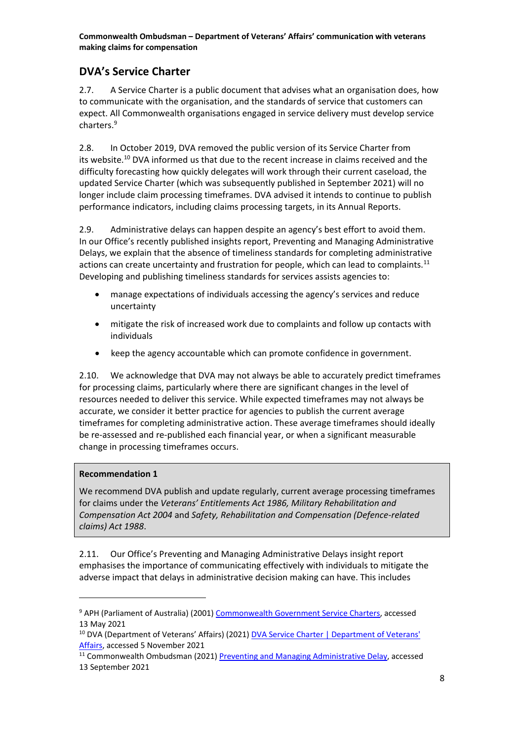## DVA's Service Charter

2.7. A Service Charter is a public document that advises what an organisation does, how to communicate with the organisation, and the standards of service that customers can expect. All Commonwealth organisations engaged in service delivery must develop service charters.[9]

2.8. In October 2019, DVA removed the public version of its Service Charter from its website.[10] DVA informed us that due to the recent increase in claims received and the difficulty forecasting how quickly delegates will work through their current caseload, the updated Service Charter (which was subsequently published in September 2021) will no longer include claim processing timeframes. DVA advised it intends to continue to publish performance indicators, including claims processing targets, in its Annual Reports.

2.9. Administrative delays can happen despite an agency's best effort to avoid them. In our Office's recently published insights report, Preventing and Managing Administrative Delays, we explain that the absence of timeliness standards for completing administrative actions can create uncertainty and frustration for people, which can lead to complaints.[11] Developing and publishing timeliness standards for services assists agencies to:

- manage expectations of individuals accessing the agency's services and reduce uncertainty
- mitigate the risk of increased work due to complaints and follow up contacts with individuals
- keep the agency accountable which can promote confidence in government.

2.10. We acknowledge that DVA may not always be able to accurately predict timeframes for processing claims, particularly where there are significant changes in the level of resources needed to deliver this service. While expected timeframes may not always be accurate, we consider it better practice for agencies to publish the current average timeframes for completing administrative action. These average timeframes should ideally be re-assessed and re-published each financial year, or when a significant measurable change in processing timeframes occurs.

**Recommendation 1**

We recommend DVA publish and update regularly, current average processing timeframes for claims under the *Veterans' Entitlements Act 1986, Military Rehabilitation and Compensation Act 2004* and *Safety, Rehabilitation and Compensation (Defence-related claims) Act 1988*.

2.11. Our Office's Preventing and Managing Administrative Delays insight report emphasises the importance of communicating effectively with individuals to mitigate the adverse impact that delays in administrative decision making can have. This includes

---

[9] APH (Parliament of Australia) (2001) Commonwealth Government Service Charters, accessed 13 May 2021

[10] DVA (Department of Veterans' Affairs) (2021) DVA Service Charter | Department of Veterans' Affairs, accessed 5 November 2021

[11] Commonwealth Ombudsman (2021) Preventing and Managing Administrative Delay, accessed 13 September 2021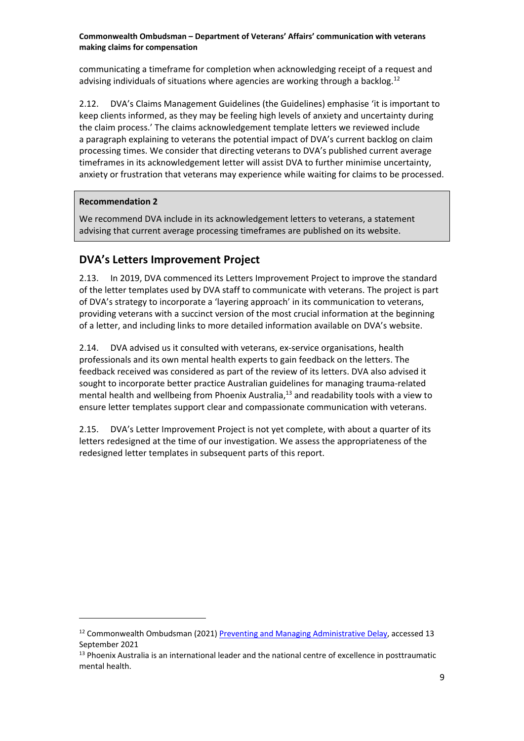communicating a timeframe for completion when acknowledging receipt of a request and advising individuals of situations where agencies are working through a backlog.[12]

2.12. DVA's Claims Management Guidelines (the Guidelines) emphasise 'it is important to keep clients informed, as they may be feeling high levels of anxiety and uncertainty during the claim process.' The claims acknowledgement template letters we reviewed include a paragraph explaining to veterans the potential impact of DVA's current backlog on claim processing times. We consider that directing veterans to DVA's published current average timeframes in its acknowledgement letter will assist DVA to further minimise uncertainty, anxiety or frustration that veterans may experience while waiting for claims to be processed.

> **Recommendation 2**
>
> We recommend DVA include in its acknowledgement letters to veterans, a statement advising that current average processing timeframes are published on its website.

## DVA's Letters Improvement Project

2.13. In 2019, DVA commenced its Letters Improvement Project to improve the standard of the letter templates used by DVA staff to communicate with veterans. The project is part of DVA's strategy to incorporate a 'layering approach' in its communication to veterans, providing veterans with a succinct version of the most crucial information at the beginning of a letter, and including links to more detailed information available on DVA's website.

2.14. DVA advised us it consulted with veterans, ex-service organisations, health professionals and its own mental health experts to gain feedback on the letters. The feedback received was considered as part of the review of its letters. DVA also advised it sought to incorporate better practice Australian guidelines for managing trauma-related mental health and wellbeing from Phoenix Australia,[13] and readability tools with a view to ensure letter templates support clear and compassionate communication with veterans.

2.15. DVA's Letter Improvement Project is not yet complete, with about a quarter of its letters redesigned at the time of our investigation. We assess the appropriateness of the redesigned letter templates in subsequent parts of this report.

---

[12] Commonwealth Ombudsman (2021) Preventing and Managing Administrative Delay, accessed 13 September 2021

[13] Phoenix Australia is an international leader and the national centre of excellence in posttraumatic mental health.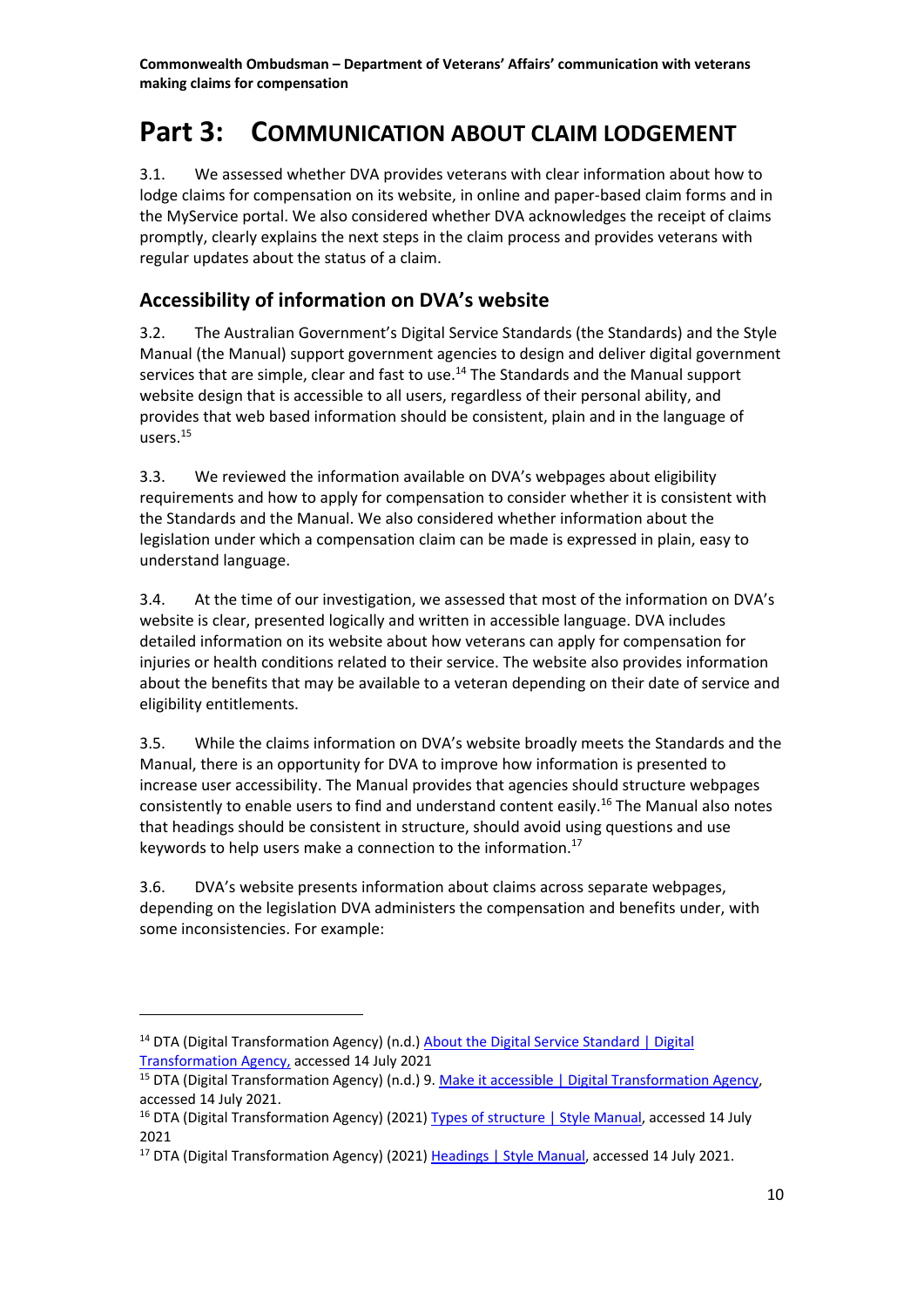# Part 3: Communication about claim lodgement

3.1. We assessed whether DVA provides veterans with clear information about how to lodge claims for compensation on its website, in online and paper-based claim forms and in the MyService portal. We also considered whether DVA acknowledges the receipt of claims promptly, clearly explains the next steps in the claim process and provides veterans with regular updates about the status of a claim.

## Accessibility of information on DVA's website

3.2. The Australian Government's Digital Service Standards (the Standards) and the Style Manual (the Manual) support government agencies to design and deliver digital government services that are simple, clear and fast to use.[14] The Standards and the Manual support website design that is accessible to all users, regardless of their personal ability, and provides that web based information should be consistent, plain and in the language of users.[15]

3.3. We reviewed the information available on DVA's webpages about eligibility requirements and how to apply for compensation to consider whether it is consistent with the Standards and the Manual. We also considered whether information about the legislation under which a compensation claim can be made is expressed in plain, easy to understand language.

3.4. At the time of our investigation, we assessed that most of the information on DVA's website is clear, presented logically and written in accessible language. DVA includes detailed information on its website about how veterans can apply for compensation for injuries or health conditions related to their service. The website also provides information about the benefits that may be available to a veteran depending on their date of service and eligibility entitlements.

3.5. While the claims information on DVA's website broadly meets the Standards and the Manual, there is an opportunity for DVA to improve how information is presented to increase user accessibility. The Manual provides that agencies should structure webpages consistently to enable users to find and understand content easily.[16] The Manual also notes that headings should be consistent in structure, should avoid using questions and use keywords to help users make a connection to the information.[17]

3.6. DVA's website presents information about claims across separate webpages, depending on the legislation DVA administers the compensation and benefits under, with some inconsistencies. For example:

---

[14] DTA (Digital Transformation Agency) (n.d.) About the Digital Service Standard | Digital Transformation Agency, accessed 14 July 2021

[15] DTA (Digital Transformation Agency) (n.d.) 9. Make it accessible | Digital Transformation Agency, accessed 14 July 2021.

[16] DTA (Digital Transformation Agency) (2021) Types of structure | Style Manual, accessed 14 July 2021

[17] DTA (Digital Transformation Agency) (2021) Headings | Style Manual, accessed 14 July 2021.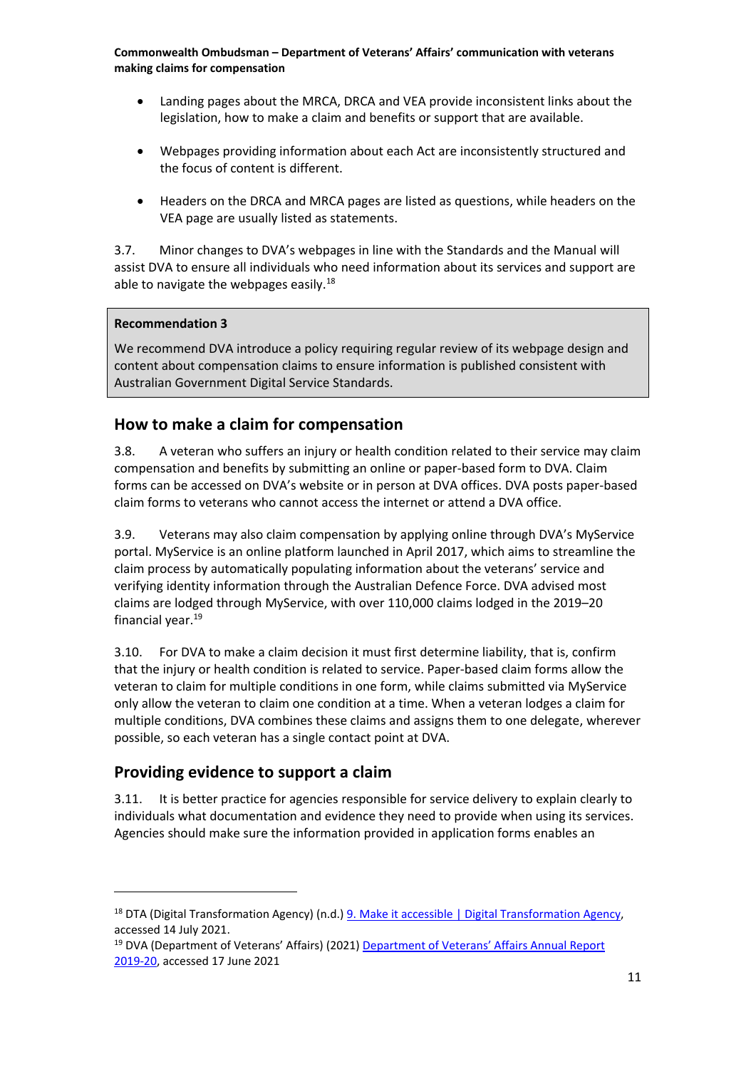- Landing pages about the MRCA, DRCA and VEA provide inconsistent links about the legislation, how to make a claim and benefits or support that are available.
- Webpages providing information about each Act are inconsistently structured and the focus of content is different.
- Headers on the DRCA and MRCA pages are listed as questions, while headers on the VEA page are usually listed as statements.

3.7. Minor changes to DVA's webpages in line with the Standards and the Manual will assist DVA to ensure all individuals who need information about its services and support are able to navigate the webpages easily.[18]

> **Recommendation 3**
>
> We recommend DVA introduce a policy requiring regular review of its webpage design and content about compensation claims to ensure information is published consistent with Australian Government Digital Service Standards.

## How to make a claim for compensation

3.8. A veteran who suffers an injury or health condition related to their service may claim compensation and benefits by submitting an online or paper-based form to DVA. Claim forms can be accessed on DVA's website or in person at DVA offices. DVA posts paper-based claim forms to veterans who cannot access the internet or attend a DVA office.

3.9. Veterans may also claim compensation by applying online through DVA's MyService portal. MyService is an online platform launched in April 2017, which aims to streamline the claim process by automatically populating information about the veterans' service and verifying identity information through the Australian Defence Force. DVA advised most claims are lodged through MyService, with over 110,000 claims lodged in the 2019–20 financial year.[19]

3.10. For DVA to make a claim decision it must first determine liability, that is, confirm that the injury or health condition is related to service. Paper-based claim forms allow the veteran to claim for multiple conditions in one form, while claims submitted via MyService only allow the veteran to claim one condition at a time. When a veteran lodges a claim for multiple conditions, DVA combines these claims and assigns them to one delegate, wherever possible, so each veteran has a single contact point at DVA.

## Providing evidence to support a claim

3.11. It is better practice for agencies responsible for service delivery to explain clearly to individuals what documentation and evidence they need to provide when using its services. Agencies should make sure the information provided in application forms enables an

---

[18] DTA (Digital Transformation Agency) (n.d.) 9. Make it accessible | Digital Transformation Agency, accessed 14 July 2021.

[19] DVA (Department of Veterans' Affairs) (2021) Department of Veterans' Affairs Annual Report 2019-20, accessed 17 June 2021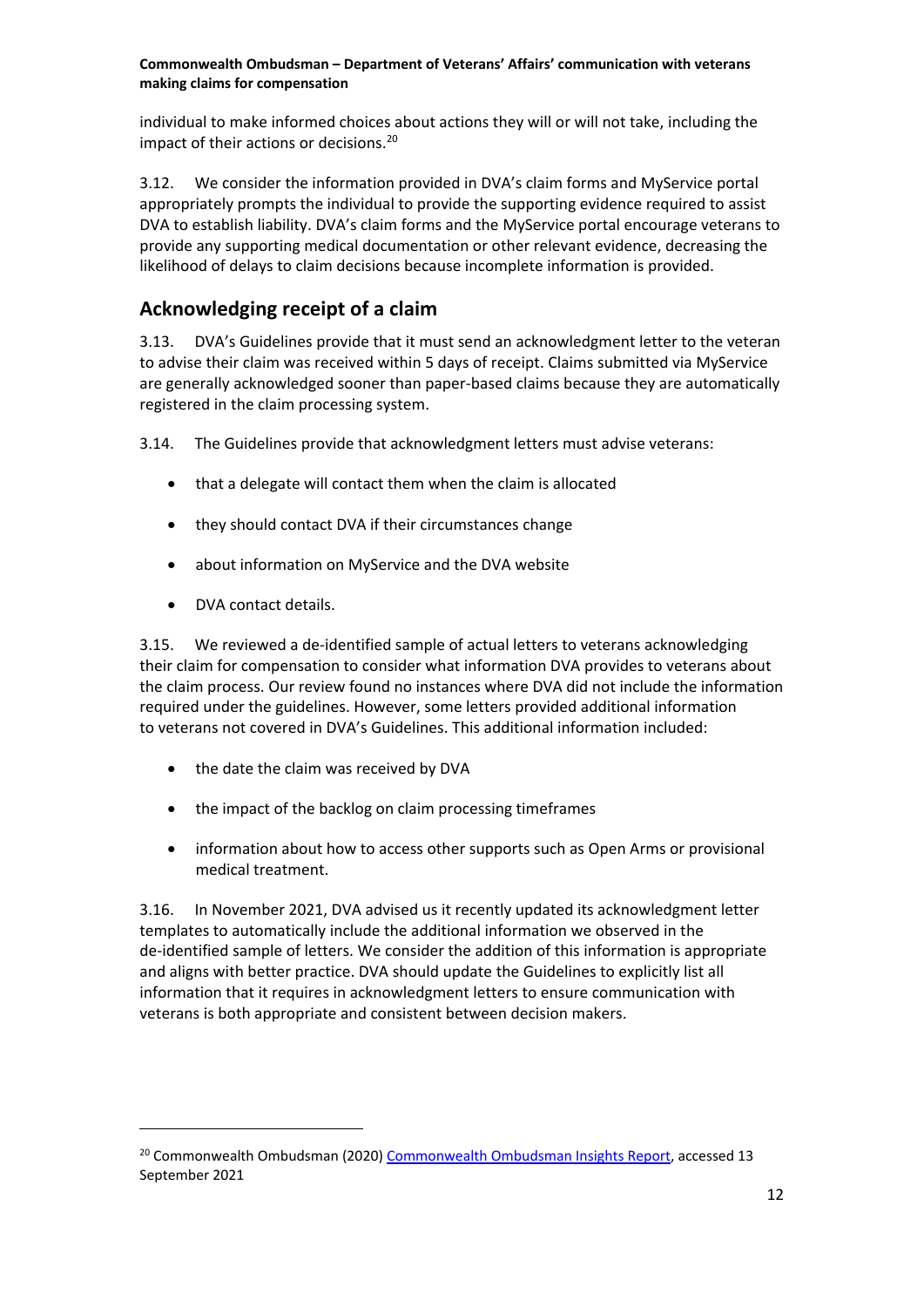individual to make informed choices about actions they will or will not take, including the impact of their actions or decisions.[20]

3.12. We consider the information provided in DVA's claim forms and MyService portal appropriately prompts the individual to provide the supporting evidence required to assist DVA to establish liability. DVA's claim forms and the MyService portal encourage veterans to provide any supporting medical documentation or other relevant evidence, decreasing the likelihood of delays to claim decisions because incomplete information is provided.

## Acknowledging receipt of a claim

3.13. DVA's Guidelines provide that it must send an acknowledgment letter to the veteran to advise their claim was received within 5 days of receipt. Claims submitted via MyService are generally acknowledged sooner than paper-based claims because they are automatically registered in the claim processing system.

3.14. The Guidelines provide that acknowledgment letters must advise veterans:

- that a delegate will contact them when the claim is allocated
- they should contact DVA if their circumstances change
- about information on MyService and the DVA website
- DVA contact details.

3.15. We reviewed a de-identified sample of actual letters to veterans acknowledging their claim for compensation to consider what information DVA provides to veterans about the claim process. Our review found no instances where DVA did not include the information required under the guidelines. However, some letters provided additional information to veterans not covered in DVA's Guidelines. This additional information included:

- the date the claim was received by DVA
- the impact of the backlog on claim processing timeframes
- information about how to access other supports such as Open Arms or provisional medical treatment.

3.16. In November 2021, DVA advised us it recently updated its acknowledgment letter templates to automatically include the additional information we observed in the de-identified sample of letters. We consider the addition of this information is appropriate and aligns with better practice. DVA should update the Guidelines to explicitly list all information that it requires in acknowledgment letters to ensure communication with veterans is both appropriate and consistent between decision makers.

---

[20] Commonwealth Ombudsman (2020) Commonwealth Ombudsman Insights Report, accessed 13 September 2021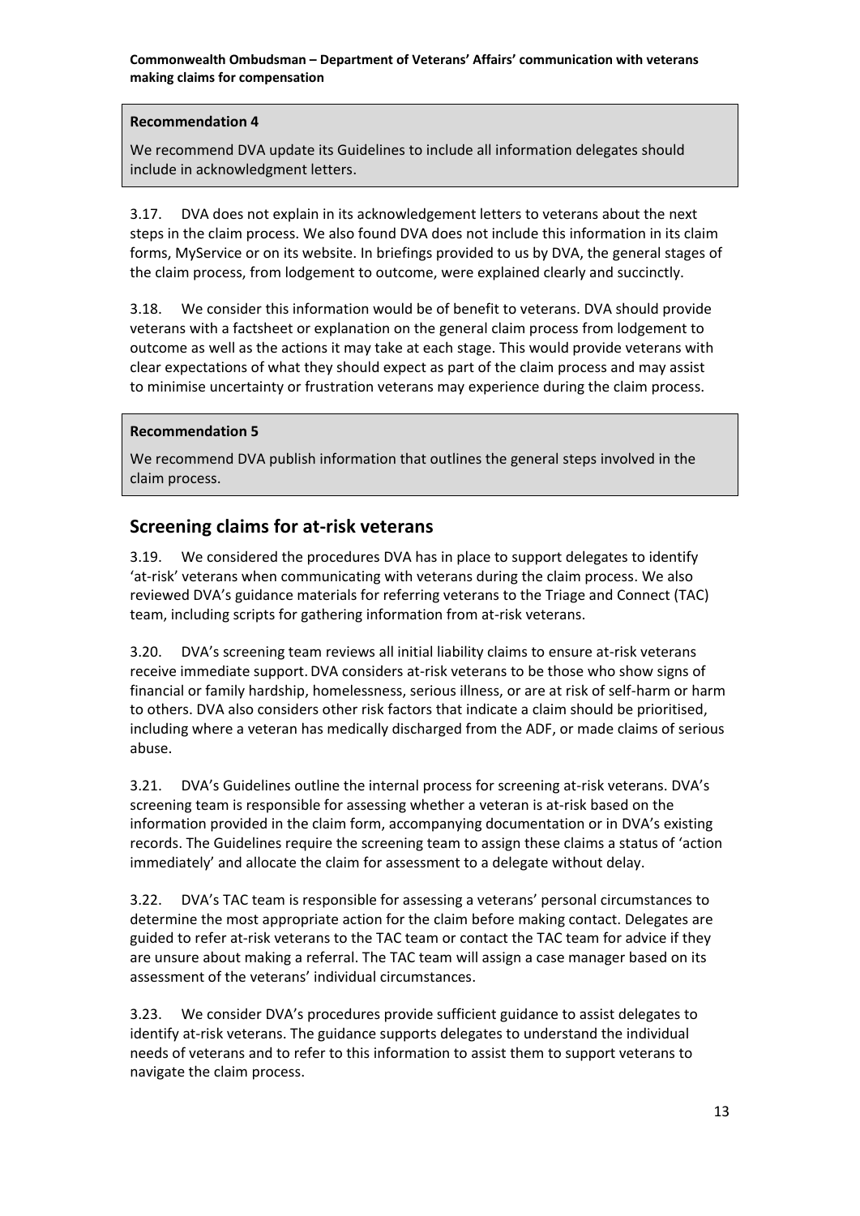**Recommendation 4**

We recommend DVA update its Guidelines to include all information delegates should include in acknowledgment letters.

3.17. DVA does not explain in its acknowledgement letters to veterans about the next steps in the claim process. We also found DVA does not include this information in its claim forms, MyService or on its website. In briefings provided to us by DVA, the general stages of the claim process, from lodgement to outcome, were explained clearly and succinctly.

3.18. We consider this information would be of benefit to veterans. DVA should provide veterans with a factsheet or explanation on the general claim process from lodgement to outcome as well as the actions it may take at each stage. This would provide veterans with clear expectations of what they should expect as part of the claim process and may assist to minimise uncertainty or frustration veterans may experience during the claim process.

**Recommendation 5**

We recommend DVA publish information that outlines the general steps involved in the claim process.

## Screening claims for at-risk veterans

3.19. We considered the procedures DVA has in place to support delegates to identify 'at-risk' veterans when communicating with veterans during the claim process. We also reviewed DVA's guidance materials for referring veterans to the Triage and Connect (TAC) team, including scripts for gathering information from at-risk veterans.

3.20. DVA's screening team reviews all initial liability claims to ensure at-risk veterans receive immediate support. DVA considers at-risk veterans to be those who show signs of financial or family hardship, homelessness, serious illness, or are at risk of self-harm or harm to others. DVA also considers other risk factors that indicate a claim should be prioritised, including where a veteran has medically discharged from the ADF, or made claims of serious abuse.

3.21. DVA's Guidelines outline the internal process for screening at-risk veterans. DVA's screening team is responsible for assessing whether a veteran is at-risk based on the information provided in the claim form, accompanying documentation or in DVA's existing records. The Guidelines require the screening team to assign these claims a status of 'action immediately' and allocate the claim for assessment to a delegate without delay.

3.22. DVA's TAC team is responsible for assessing a veterans' personal circumstances to determine the most appropriate action for the claim before making contact. Delegates are guided to refer at-risk veterans to the TAC team or contact the TAC team for advice if they are unsure about making a referral. The TAC team will assign a case manager based on its assessment of the veterans' individual circumstances.

3.23. We consider DVA's procedures provide sufficient guidance to assist delegates to identify at-risk veterans. The guidance supports delegates to understand the individual needs of veterans and to refer to this information to assist them to support veterans to navigate the claim process.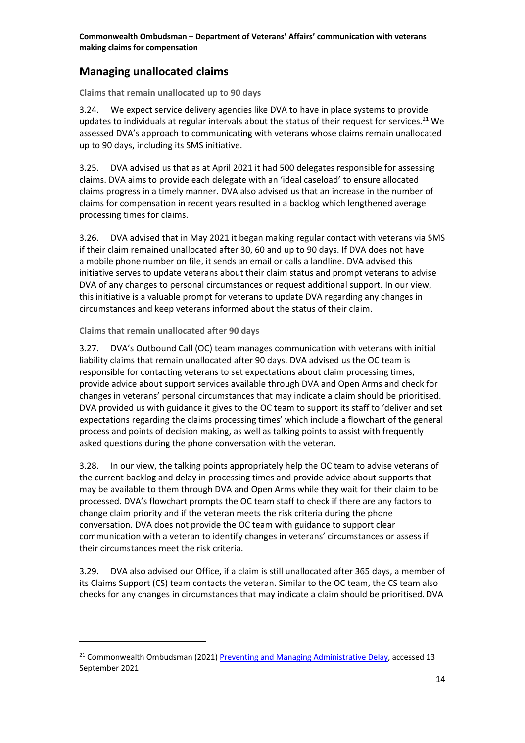## Managing unallocated claims

### Claims that remain unallocated up to 90 days

3.24. We expect service delivery agencies like DVA to have in place systems to provide updates to individuals at regular intervals about the status of their request for services.[21] We assessed DVA's approach to communicating with veterans whose claims remain unallocated up to 90 days, including its SMS initiative.

3.25. DVA advised us that as at April 2021 it had 500 delegates responsible for assessing claims. DVA aims to provide each delegate with an 'ideal caseload' to ensure allocated claims progress in a timely manner. DVA also advised us that an increase in the number of claims for compensation in recent years resulted in a backlog which lengthened average processing times for claims.

3.26. DVA advised that in May 2021 it began making regular contact with veterans via SMS if their claim remained unallocated after 30, 60 and up to 90 days. If DVA does not have a mobile phone number on file, it sends an email or calls a landline. DVA advised this initiative serves to update veterans about their claim status and prompt veterans to advise DVA of any changes to personal circumstances or request additional support. In our view, this initiative is a valuable prompt for veterans to update DVA regarding any changes in circumstances and keep veterans informed about the status of their claim.

### Claims that remain unallocated after 90 days

3.27. DVA's Outbound Call (OC) team manages communication with veterans with initial liability claims that remain unallocated after 90 days. DVA advised us the OC team is responsible for contacting veterans to set expectations about claim processing times, provide advice about support services available through DVA and Open Arms and check for changes in veterans' personal circumstances that may indicate a claim should be prioritised. DVA provided us with guidance it gives to the OC team to support its staff to 'deliver and set expectations regarding the claims processing times' which include a flowchart of the general process and points of decision making, as well as talking points to assist with frequently asked questions during the phone conversation with the veteran.

3.28. In our view, the talking points appropriately help the OC team to advise veterans of the current backlog and delay in processing times and provide advice about supports that may be available to them through DVA and Open Arms while they wait for their claim to be processed. DVA's flowchart prompts the OC team staff to check if there are any factors to change claim priority and if the veteran meets the risk criteria during the phone conversation. DVA does not provide the OC team with guidance to support clear communication with a veteran to identify changes in veterans' circumstances or assess if their circumstances meet the risk criteria.

3.29. DVA also advised our Office, if a claim is still unallocated after 365 days, a member of its Claims Support (CS) team contacts the veteran. Similar to the OC team, the CS team also checks for any changes in circumstances that may indicate a claim should be prioritised. DVA

---

[21] Commonwealth Ombudsman (2021) Preventing and Managing Administrative Delay, accessed 13 September 2021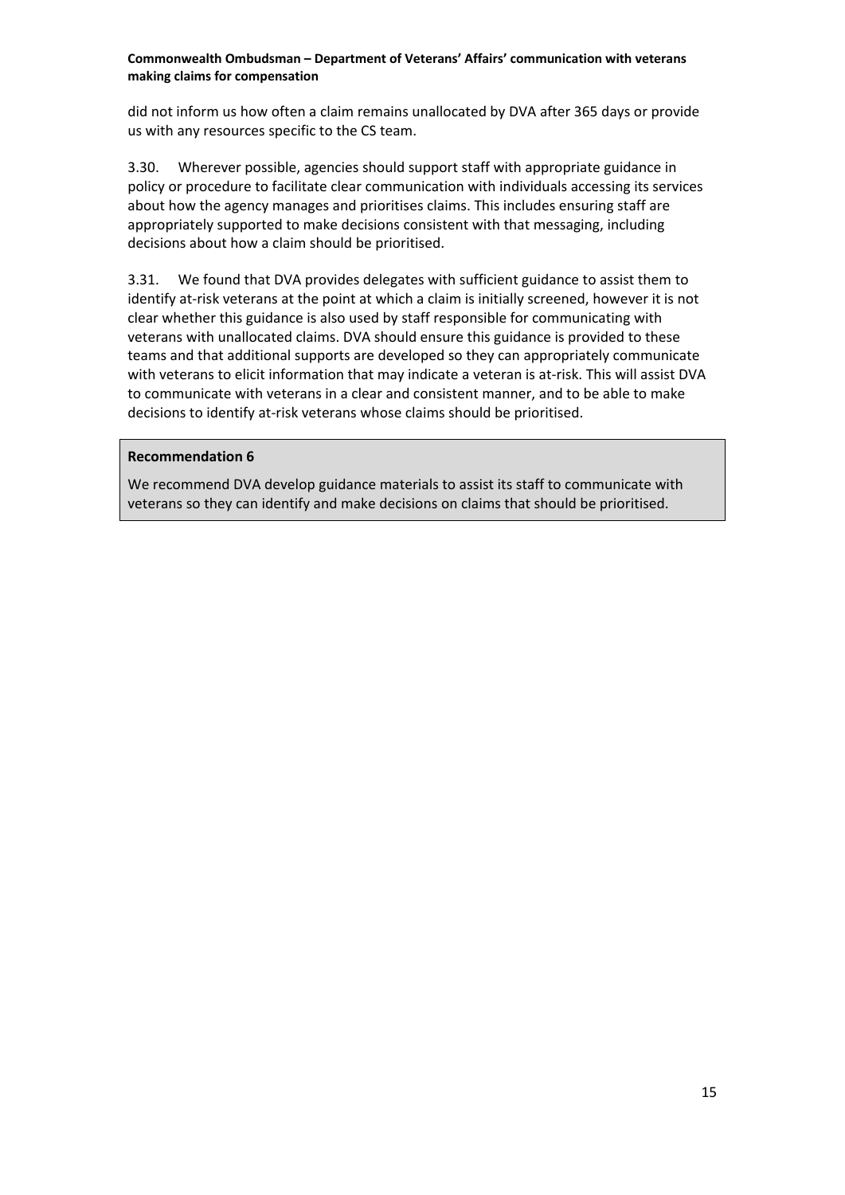did not inform us how often a claim remains unallocated by DVA after 365 days or provide us with any resources specific to the CS team.

3.30. Wherever possible, agencies should support staff with appropriate guidance in policy or procedure to facilitate clear communication with individuals accessing its services about how the agency manages and prioritises claims. This includes ensuring staff are appropriately supported to make decisions consistent with that messaging, including decisions about how a claim should be prioritised.

3.31. We found that DVA provides delegates with sufficient guidance to assist them to identify at-risk veterans at the point at which a claim is initially screened, however it is not clear whether this guidance is also used by staff responsible for communicating with veterans with unallocated claims. DVA should ensure this guidance is provided to these teams and that additional supports are developed so they can appropriately communicate with veterans to elicit information that may indicate a veteran is at-risk. This will assist DVA to communicate with veterans in a clear and consistent manner, and to be able to make decisions to identify at-risk veterans whose claims should be prioritised.

**Recommendation 6**

We recommend DVA develop guidance materials to assist its staff to communicate with veterans so they can identify and make decisions on claims that should be prioritised.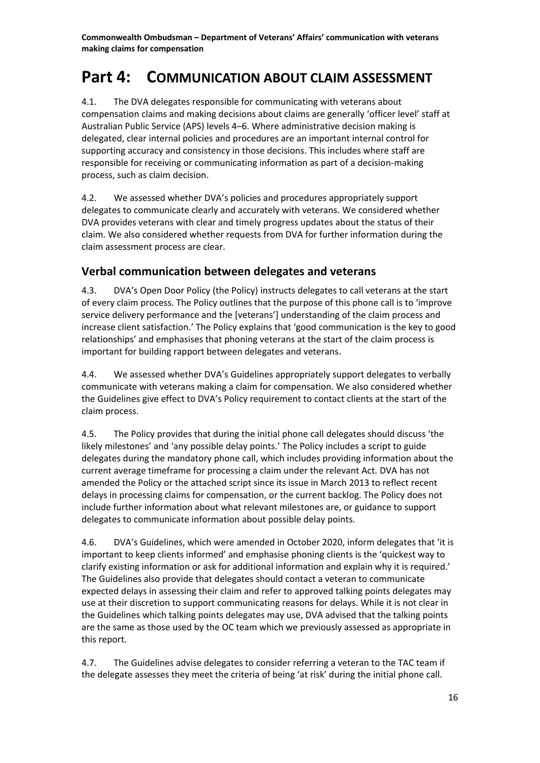# Part 4: COMMUNICATION ABOUT CLAIM ASSESSMENT

4.1. The DVA delegates responsible for communicating with veterans about compensation claims and making decisions about claims are generally 'officer level' staff at Australian Public Service (APS) levels 4–6. Where administrative decision making is delegated, clear internal policies and procedures are an important internal control for supporting accuracy and consistency in those decisions. This includes where staff are responsible for receiving or communicating information as part of a decision-making process, such as claim decision.

4.2. We assessed whether DVA's policies and procedures appropriately support delegates to communicate clearly and accurately with veterans. We considered whether DVA provides veterans with clear and timely progress updates about the status of their claim. We also considered whether requests from DVA for further information during the claim assessment process are clear.

## Verbal communication between delegates and veterans

4.3. DVA's Open Door Policy (the Policy) instructs delegates to call veterans at the start of every claim process. The Policy outlines that the purpose of this phone call is to 'improve service delivery performance and the [veterans'] understanding of the claim process and increase client satisfaction.' The Policy explains that 'good communication is the key to good relationships' and emphasises that phoning veterans at the start of the claim process is important for building rapport between delegates and veterans.

4.4. We assessed whether DVA's Guidelines appropriately support delegates to verbally communicate with veterans making a claim for compensation. We also considered whether the Guidelines give effect to DVA's Policy requirement to contact clients at the start of the claim process.

4.5. The Policy provides that during the initial phone call delegates should discuss 'the likely milestones' and 'any possible delay points.' The Policy includes a script to guide delegates during the mandatory phone call, which includes providing information about the current average timeframe for processing a claim under the relevant Act. DVA has not amended the Policy or the attached script since its issue in March 2013 to reflect recent delays in processing claims for compensation, or the current backlog. The Policy does not include further information about what relevant milestones are, or guidance to support delegates to communicate information about possible delay points.

4.6. DVA's Guidelines, which were amended in October 2020, inform delegates that 'it is important to keep clients informed' and emphasise phoning clients is the 'quickest way to clarify existing information or ask for additional information and explain why it is required.' The Guidelines also provide that delegates should contact a veteran to communicate expected delays in assessing their claim and refer to approved talking points delegates may use at their discretion to support communicating reasons for delays. While it is not clear in the Guidelines which talking points delegates may use, DVA advised that the talking points are the same as those used by the OC team which we previously assessed as appropriate in this report.

4.7. The Guidelines advise delegates to consider referring a veteran to the TAC team if the delegate assesses they meet the criteria of being 'at risk' during the initial phone call.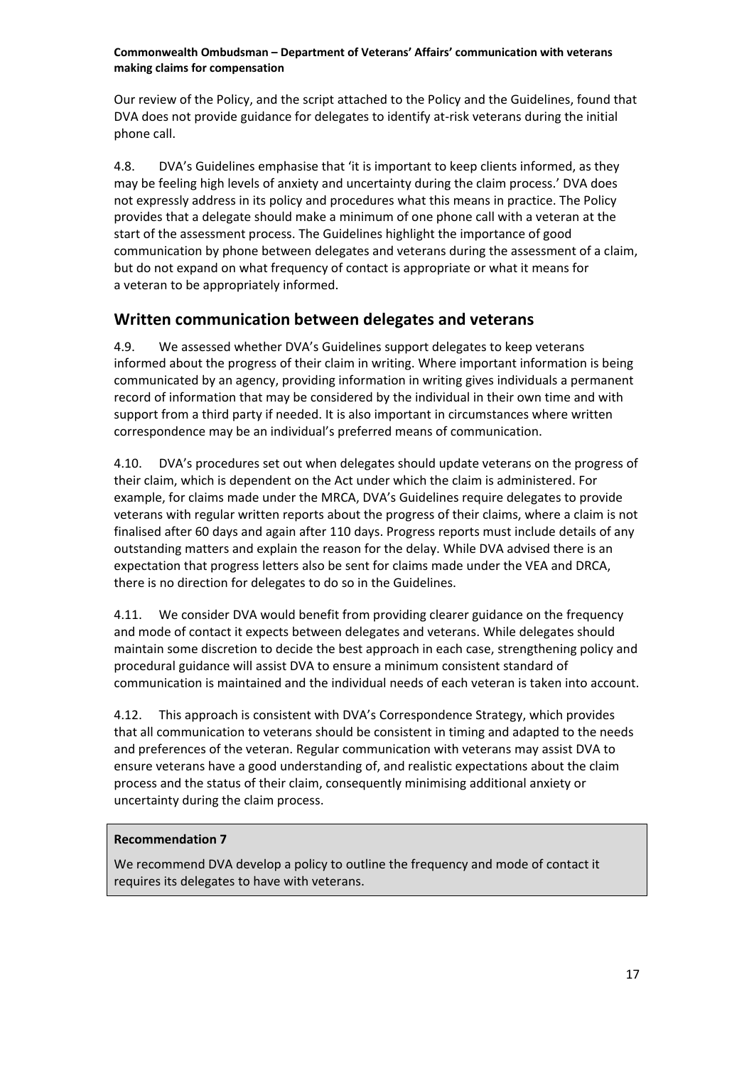Our review of the Policy, and the script attached to the Policy and the Guidelines, found that DVA does not provide guidance for delegates to identify at-risk veterans during the initial phone call.

4.8. DVA's Guidelines emphasise that 'it is important to keep clients informed, as they may be feeling high levels of anxiety and uncertainty during the claim process.' DVA does not expressly address in its policy and procedures what this means in practice. The Policy provides that a delegate should make a minimum of one phone call with a veteran at the start of the assessment process. The Guidelines highlight the importance of good communication by phone between delegates and veterans during the assessment of a claim, but do not expand on what frequency of contact is appropriate or what it means for a veteran to be appropriately informed.

## Written communication between delegates and veterans

4.9. We assessed whether DVA's Guidelines support delegates to keep veterans informed about the progress of their claim in writing. Where important information is being communicated by an agency, providing information in writing gives individuals a permanent record of information that may be considered by the individual in their own time and with support from a third party if needed. It is also important in circumstances where written correspondence may be an individual's preferred means of communication.

4.10. DVA's procedures set out when delegates should update veterans on the progress of their claim, which is dependent on the Act under which the claim is administered. For example, for claims made under the MRCA, DVA's Guidelines require delegates to provide veterans with regular written reports about the progress of their claims, where a claim is not finalised after 60 days and again after 110 days. Progress reports must include details of any outstanding matters and explain the reason for the delay. While DVA advised there is an expectation that progress letters also be sent for claims made under the VEA and DRCA, there is no direction for delegates to do so in the Guidelines.

4.11. We consider DVA would benefit from providing clearer guidance on the frequency and mode of contact it expects between delegates and veterans. While delegates should maintain some discretion to decide the best approach in each case, strengthening policy and procedural guidance will assist DVA to ensure a minimum consistent standard of communication is maintained and the individual needs of each veteran is taken into account.

4.12. This approach is consistent with DVA's Correspondence Strategy, which provides that all communication to veterans should be consistent in timing and adapted to the needs and preferences of the veteran. Regular communication with veterans may assist DVA to ensure veterans have a good understanding of, and realistic expectations about the claim process and the status of their claim, consequently minimising additional anxiety or uncertainty during the claim process.

**Recommendation 7**

We recommend DVA develop a policy to outline the frequency and mode of contact it requires its delegates to have with veterans.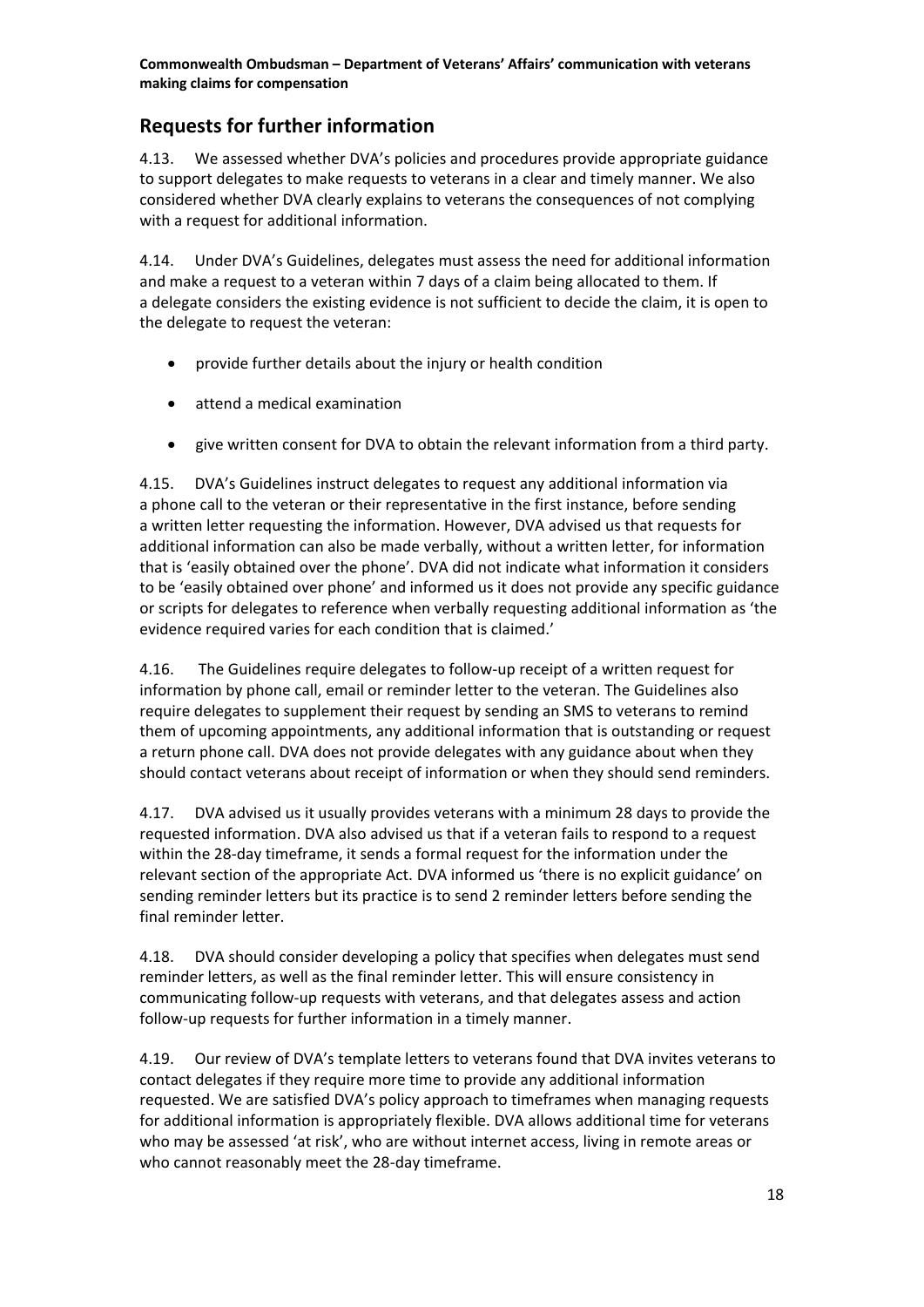## Requests for further information

4.13. We assessed whether DVA's policies and procedures provide appropriate guidance to support delegates to make requests to veterans in a clear and timely manner. We also considered whether DVA clearly explains to veterans the consequences of not complying with a request for additional information.

4.14. Under DVA's Guidelines, delegates must assess the need for additional information and make a request to a veteran within 7 days of a claim being allocated to them. If a delegate considers the existing evidence is not sufficient to decide the claim, it is open to the delegate to request the veteran:

- provide further details about the injury or health condition
- attend a medical examination
- give written consent for DVA to obtain the relevant information from a third party.

4.15. DVA's Guidelines instruct delegates to request any additional information via a phone call to the veteran or their representative in the first instance, before sending a written letter requesting the information. However, DVA advised us that requests for additional information can also be made verbally, without a written letter, for information that is 'easily obtained over the phone'. DVA did not indicate what information it considers to be 'easily obtained over phone' and informed us it does not provide any specific guidance or scripts for delegates to reference when verbally requesting additional information as 'the evidence required varies for each condition that is claimed.'

4.16. The Guidelines require delegates to follow-up receipt of a written request for information by phone call, email or reminder letter to the veteran. The Guidelines also require delegates to supplement their request by sending an SMS to veterans to remind them of upcoming appointments, any additional information that is outstanding or request a return phone call. DVA does not provide delegates with any guidance about when they should contact veterans about receipt of information or when they should send reminders.

4.17. DVA advised us it usually provides veterans with a minimum 28 days to provide the requested information. DVA also advised us that if a veteran fails to respond to a request within the 28-day timeframe, it sends a formal request for the information under the relevant section of the appropriate Act. DVA informed us 'there is no explicit guidance' on sending reminder letters but its practice is to send 2 reminder letters before sending the final reminder letter.

4.18. DVA should consider developing a policy that specifies when delegates must send reminder letters, as well as the final reminder letter. This will ensure consistency in communicating follow-up requests with veterans, and that delegates assess and action follow-up requests for further information in a timely manner.

4.19. Our review of DVA's template letters to veterans found that DVA invites veterans to contact delegates if they require more time to provide any additional information requested. We are satisfied DVA's policy approach to timeframes when managing requests for additional information is appropriately flexible. DVA allows additional time for veterans who may be assessed 'at risk', who are without internet access, living in remote areas or who cannot reasonably meet the 28-day timeframe.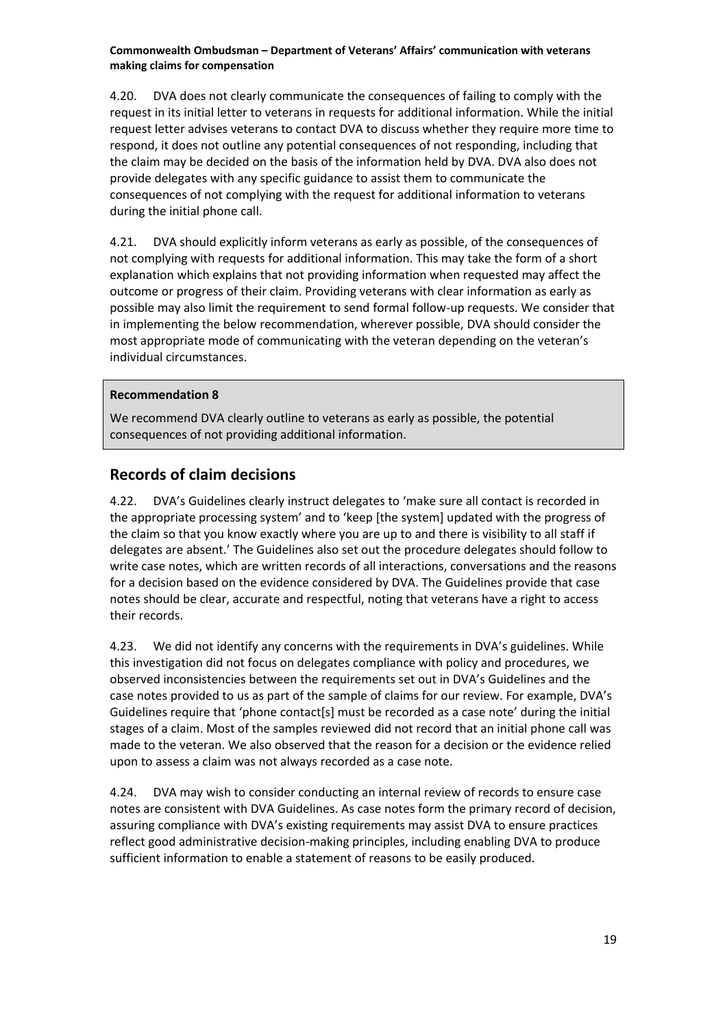4.20. DVA does not clearly communicate the consequences of failing to comply with the request in its initial letter to veterans in requests for additional information. While the initial request letter advises veterans to contact DVA to discuss whether they require more time to respond, it does not outline any potential consequences of not responding, including that the claim may be decided on the basis of the information held by DVA. DVA also does not provide delegates with any specific guidance to assist them to communicate the consequences of not complying with the request for additional information to veterans during the initial phone call.

4.21. DVA should explicitly inform veterans as early as possible, of the consequences of not complying with requests for additional information. This may take the form of a short explanation which explains that not providing information when requested may affect the outcome or progress of their claim. Providing veterans with clear information as early as possible may also limit the requirement to send formal follow-up requests. We consider that in implementing the below recommendation, wherever possible, DVA should consider the most appropriate mode of communicating with the veteran depending on the veteran's individual circumstances.

> **Recommendation 8**
>
> We recommend DVA clearly outline to veterans as early as possible, the potential consequences of not providing additional information.

## Records of claim decisions

4.22. DVA's Guidelines clearly instruct delegates to 'make sure all contact is recorded in the appropriate processing system' and to 'keep [the system] updated with the progress of the claim so that you know exactly where you are up to and there is visibility to all staff if delegates are absent.' The Guidelines also set out the procedure delegates should follow to write case notes, which are written records of all interactions, conversations and the reasons for a decision based on the evidence considered by DVA. The Guidelines provide that case notes should be clear, accurate and respectful, noting that veterans have a right to access their records.

4.23. We did not identify any concerns with the requirements in DVA's guidelines. While this investigation did not focus on delegates compliance with policy and procedures, we observed inconsistencies between the requirements set out in DVA's Guidelines and the case notes provided to us as part of the sample of claims for our review. For example, DVA's Guidelines require that 'phone contact[s] must be recorded as a case note' during the initial stages of a claim. Most of the samples reviewed did not record that an initial phone call was made to the veteran. We also observed that the reason for a decision or the evidence relied upon to assess a claim was not always recorded as a case note.

4.24. DVA may wish to consider conducting an internal review of records to ensure case notes are consistent with DVA Guidelines. As case notes form the primary record of decision, assuring compliance with DVA's existing requirements may assist DVA to ensure practices reflect good administrative decision-making principles, including enabling DVA to produce sufficient information to enable a statement of reasons to be easily produced.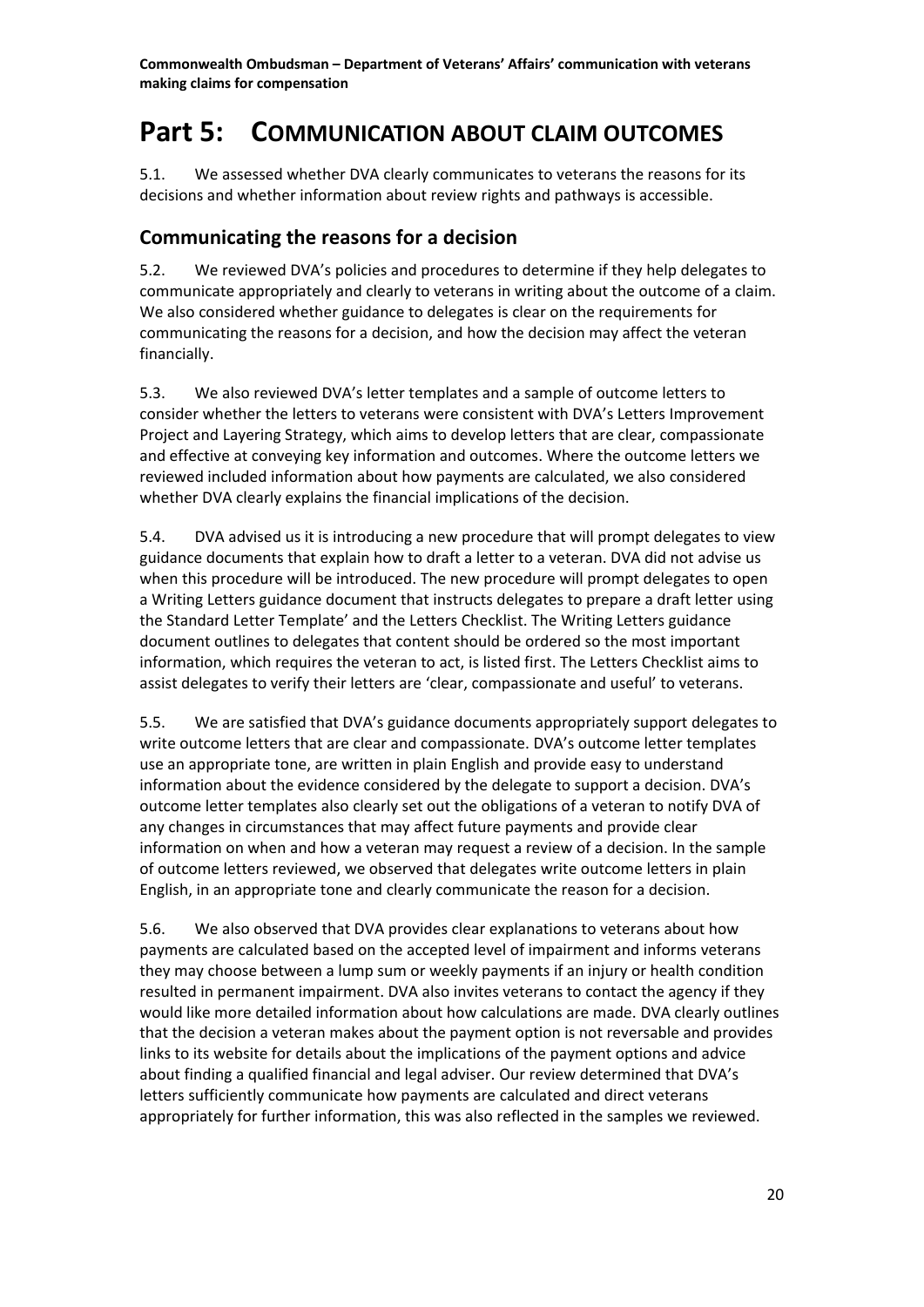# Part 5: Communication about claim outcomes

5.1. We assessed whether DVA clearly communicates to veterans the reasons for its decisions and whether information about review rights and pathways is accessible.

## Communicating the reasons for a decision

5.2. We reviewed DVA's policies and procedures to determine if they help delegates to communicate appropriately and clearly to veterans in writing about the outcome of a claim. We also considered whether guidance to delegates is clear on the requirements for communicating the reasons for a decision, and how the decision may affect the veteran financially.

5.3. We also reviewed DVA's letter templates and a sample of outcome letters to consider whether the letters to veterans were consistent with DVA's Letters Improvement Project and Layering Strategy, which aims to develop letters that are clear, compassionate and effective at conveying key information and outcomes. Where the outcome letters we reviewed included information about how payments are calculated, we also considered whether DVA clearly explains the financial implications of the decision.

5.4. DVA advised us it is introducing a new procedure that will prompt delegates to view guidance documents that explain how to draft a letter to a veteran. DVA did not advise us when this procedure will be introduced. The new procedure will prompt delegates to open a Writing Letters guidance document that instructs delegates to prepare a draft letter using the Standard Letter Template' and the Letters Checklist. The Writing Letters guidance document outlines to delegates that content should be ordered so the most important information, which requires the veteran to act, is listed first. The Letters Checklist aims to assist delegates to verify their letters are 'clear, compassionate and useful' to veterans.

5.5. We are satisfied that DVA's guidance documents appropriately support delegates to write outcome letters that are clear and compassionate. DVA's outcome letter templates use an appropriate tone, are written in plain English and provide easy to understand information about the evidence considered by the delegate to support a decision. DVA's outcome letter templates also clearly set out the obligations of a veteran to notify DVA of any changes in circumstances that may affect future payments and provide clear information on when and how a veteran may request a review of a decision. In the sample of outcome letters reviewed, we observed that delegates write outcome letters in plain English, in an appropriate tone and clearly communicate the reason for a decision.

5.6. We also observed that DVA provides clear explanations to veterans about how payments are calculated based on the accepted level of impairment and informs veterans they may choose between a lump sum or weekly payments if an injury or health condition resulted in permanent impairment. DVA also invites veterans to contact the agency if they would like more detailed information about how calculations are made. DVA clearly outlines that the decision a veteran makes about the payment option is not reversable and provides links to its website for details about the implications of the payment options and advice about finding a qualified financial and legal adviser. Our review determined that DVA's letters sufficiently communicate how payments are calculated and direct veterans appropriately for further information, this was also reflected in the samples we reviewed.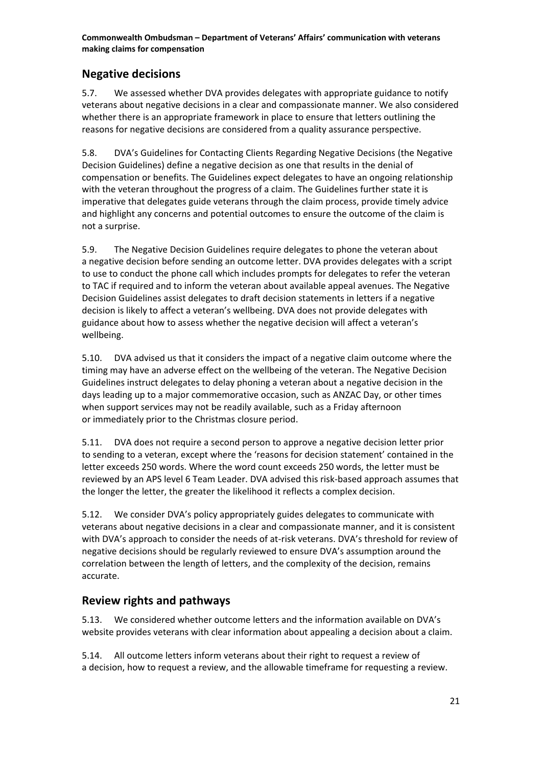## Negative decisions

5.7. We assessed whether DVA provides delegates with appropriate guidance to notify veterans about negative decisions in a clear and compassionate manner. We also considered whether there is an appropriate framework in place to ensure that letters outlining the reasons for negative decisions are considered from a quality assurance perspective.

5.8. DVA's Guidelines for Contacting Clients Regarding Negative Decisions (the Negative Decision Guidelines) define a negative decision as one that results in the denial of compensation or benefits. The Guidelines expect delegates to have an ongoing relationship with the veteran throughout the progress of a claim. The Guidelines further state it is imperative that delegates guide veterans through the claim process, provide timely advice and highlight any concerns and potential outcomes to ensure the outcome of the claim is not a surprise.

5.9. The Negative Decision Guidelines require delegates to phone the veteran about a negative decision before sending an outcome letter. DVA provides delegates with a script to use to conduct the phone call which includes prompts for delegates to refer the veteran to TAC if required and to inform the veteran about available appeal avenues. The Negative Decision Guidelines assist delegates to draft decision statements in letters if a negative decision is likely to affect a veteran's wellbeing. DVA does not provide delegates with guidance about how to assess whether the negative decision will affect a veteran's wellbeing.

5.10. DVA advised us that it considers the impact of a negative claim outcome where the timing may have an adverse effect on the wellbeing of the veteran. The Negative Decision Guidelines instruct delegates to delay phoning a veteran about a negative decision in the days leading up to a major commemorative occasion, such as ANZAC Day, or other times when support services may not be readily available, such as a Friday afternoon or immediately prior to the Christmas closure period.

5.11. DVA does not require a second person to approve a negative decision letter prior to sending to a veteran, except where the 'reasons for decision statement' contained in the letter exceeds 250 words. Where the word count exceeds 250 words, the letter must be reviewed by an APS level 6 Team Leader. DVA advised this risk-based approach assumes that the longer the letter, the greater the likelihood it reflects a complex decision.

5.12. We consider DVA's policy appropriately guides delegates to communicate with veterans about negative decisions in a clear and compassionate manner, and it is consistent with DVA's approach to consider the needs of at-risk veterans. DVA's threshold for review of negative decisions should be regularly reviewed to ensure DVA's assumption around the correlation between the length of letters, and the complexity of the decision, remains accurate.

## Review rights and pathways

5.13. We considered whether outcome letters and the information available on DVA's website provides veterans with clear information about appealing a decision about a claim.

5.14. All outcome letters inform veterans about their right to request a review of a decision, how to request a review, and the allowable timeframe for requesting a review.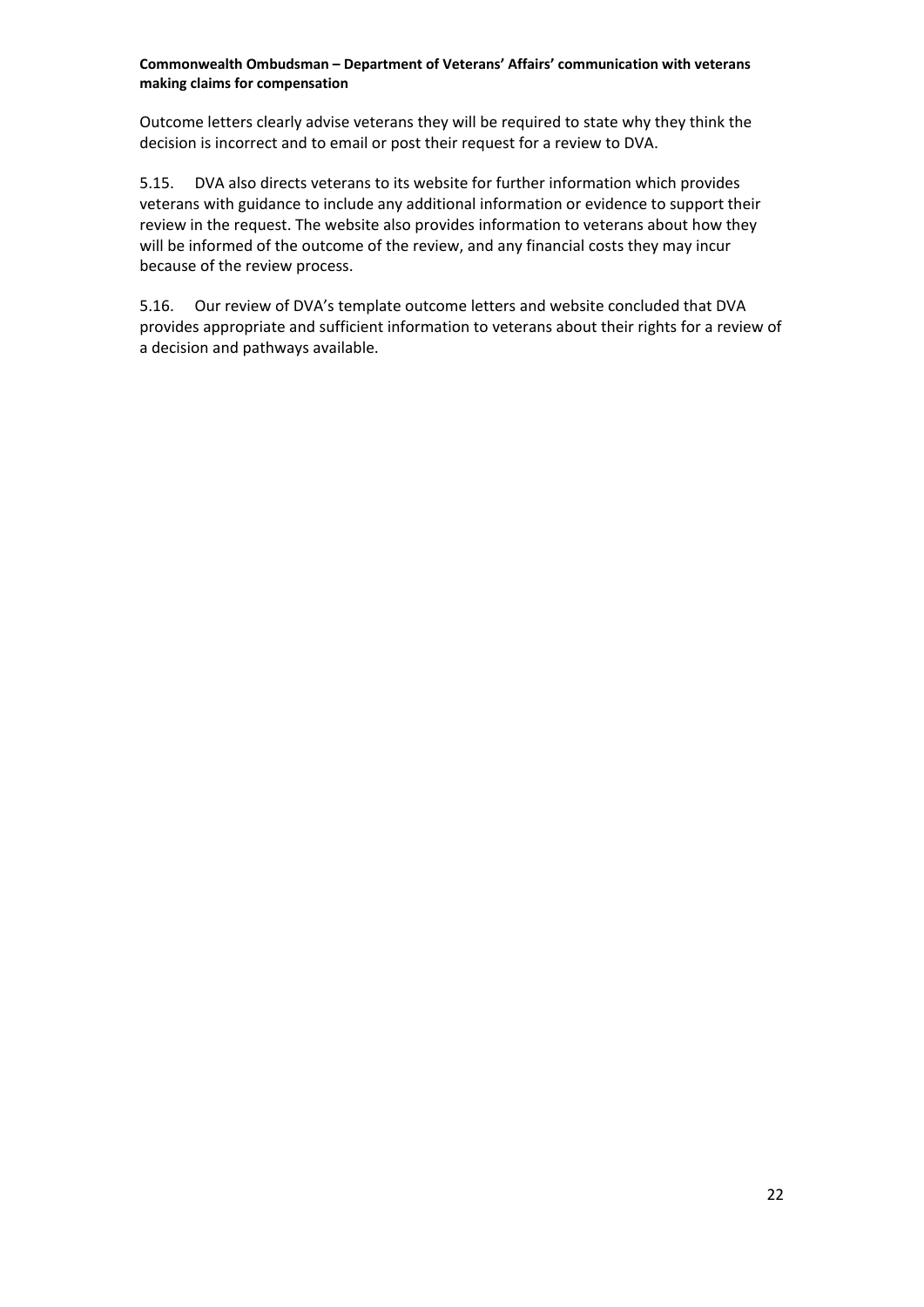Outcome letters clearly advise veterans they will be required to state why they think the decision is incorrect and to email or post their request for a review to DVA.

5.15. DVA also directs veterans to its website for further information which provides veterans with guidance to include any additional information or evidence to support their review in the request. The website also provides information to veterans about how they will be informed of the outcome of the review, and any financial costs they may incur because of the review process.

5.16. Our review of DVA's template outcome letters and website concluded that DVA provides appropriate and sufficient information to veterans about their rights for a review of a decision and pathways available.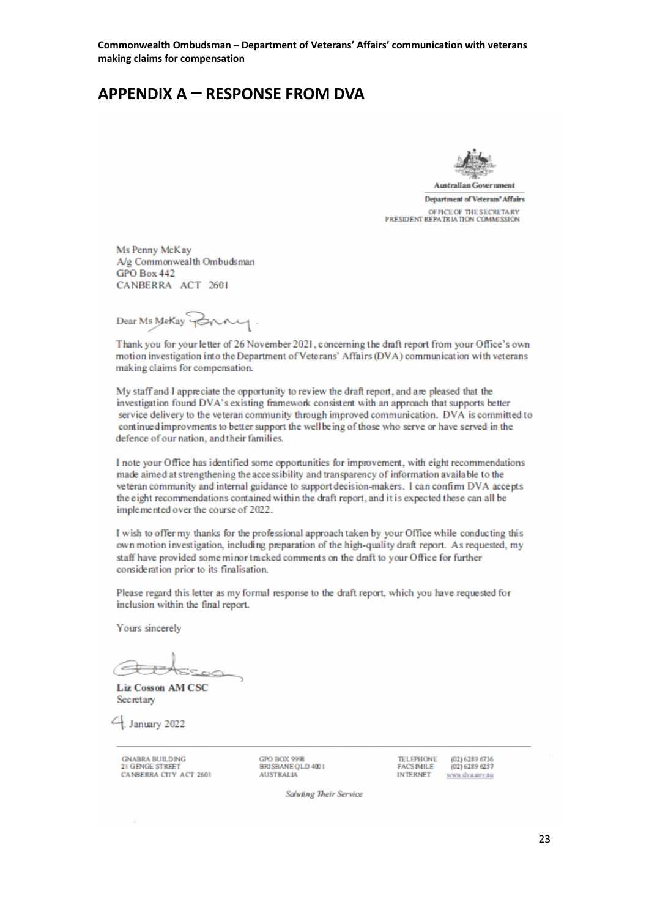## APPENDIX A – RESPONSE FROM DVA

Australian Government

Department of Veterans' Affairs

OFFICE OF THE SECRETARY
PRESIDENT REPATRIATION COMMISSION

Ms Penny McKay
A/g Commonwealth Ombudsman
GPO Box 442
CANBERRA ACT 2601

Dear Ms McKay Penny.

Thank you for your letter of 26 November 2021, concerning the draft report from your Office's own motion investigation into the Department of Veterans' Affairs (DVA) communication with veterans making claims for compensation.

My staff and I appreciate the opportunity to review the draft report, and are pleased that the investigation found DVA's existing framework consistent with an approach that supports better service delivery to the veteran community through improved communication. DVA is committed to continued improvments to better support the wellbeing of those who serve or have served in the defence of our nation, and their families.

I note your Office has identified some opportunities for improvement, with eight recommendations made aimed at strengthening the accessibility and transparency of information available to the veteran community and internal guidance to support decision-makers. I can confirm DVA accepts the eight recommendations contained within the draft report, and it is expected these can all be implemented over the course of 2022.

I wish to offer my thanks for the professional approach taken by your Office while conducting this own motion investigation, including preparation of the high-quality draft report. As requested, my staff have provided some minor tracked comments on the draft to your Office for further consideration prior to its finalisation.

Please regard this letter as my formal response to the draft report, which you have requested for inclusion within the final report.

Yours sincerely

**Liz Cosson AM CSC**
Secretary

4 January 2022

GNABRA BUILDING
21 GENGE STREET
CANBERRA CITY ACT 2601

GPO BOX 9998
BRISBANE QLD 4001
AUSTRALIA

TELEPHONE (02) 6289 6736
FACSIMILE (02) 6289 6257
INTERNET www.dva.gov.au

*Saluting Their Service*